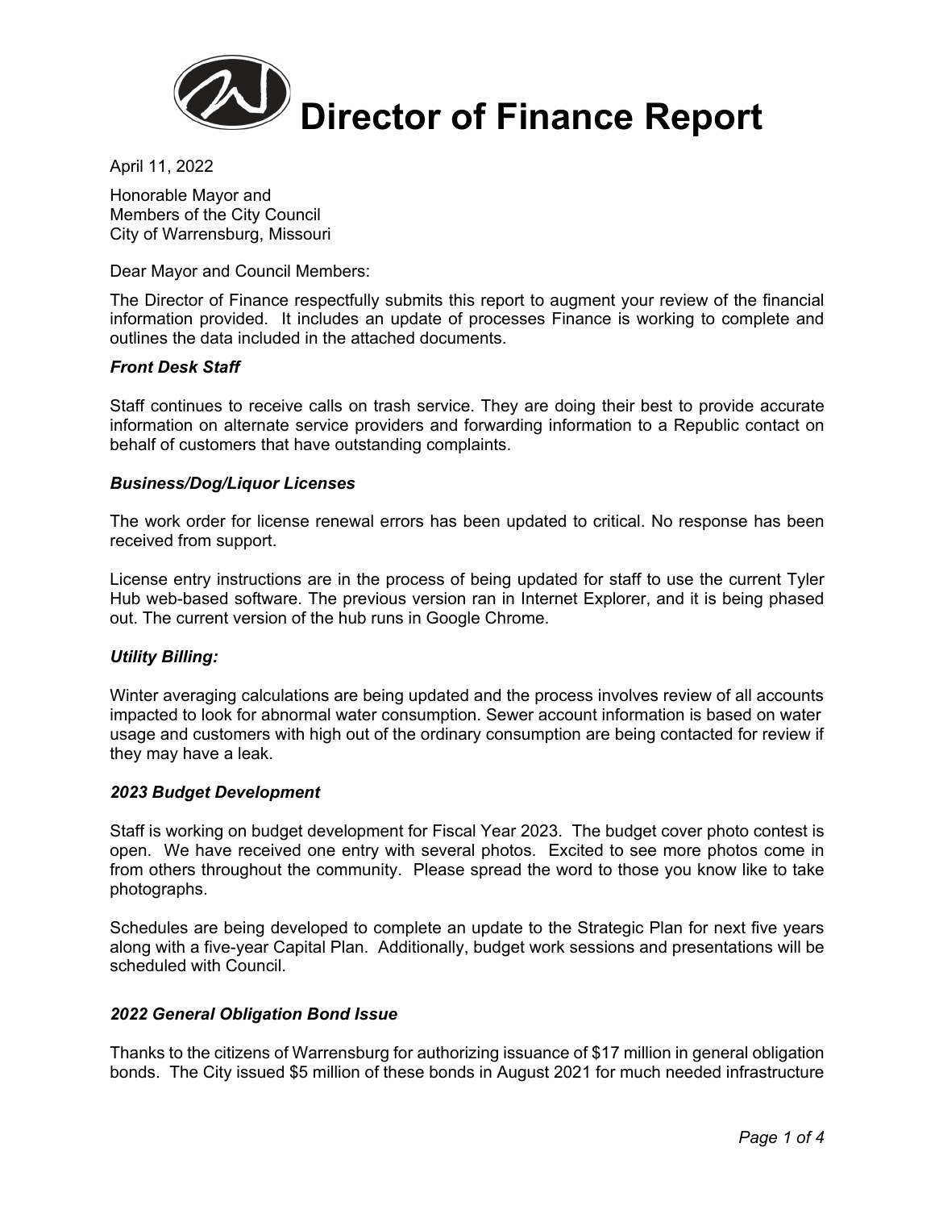# Director of Finance Report

April 11, 2022

Honorable Mayor and
Members of the City Council
City of Warrensburg, Missouri

Dear Mayor and Council Members:

The Director of Finance respectfully submits this report to augment your review of the financial information provided. It includes an update of processes Finance is working to complete and outlines the data included in the attached documents.

***Front Desk Staff***

Staff continues to receive calls on trash service. They are doing their best to provide accurate information on alternate service providers and forwarding information to a Republic contact on behalf of customers that have outstanding complaints.

***Business/Dog/Liquor Licenses***

The work order for license renewal errors has been updated to critical. No response has been received from support.

License entry instructions are in the process of being updated for staff to use the current Tyler Hub web-based software. The previous version ran in Internet Explorer, and it is being phased out. The current version of the hub runs in Google Chrome.

***Utility Billing:***

Winter averaging calculations are being updated and the process involves review of all accounts impacted to look for abnormal water consumption. Sewer account information is based on water usage and customers with high out of the ordinary consumption are being contacted for review if they may have a leak.

***2023 Budget Development***

Staff is working on budget development for Fiscal Year 2023. The budget cover photo contest is open. We have received one entry with several photos. Excited to see more photos come in from others throughout the community. Please spread the word to those you know like to take photographs.

Schedules are being developed to complete an update to the Strategic Plan for next five years along with a five-year Capital Plan. Additionally, budget work sessions and presentations will be scheduled with Council.

***2022 General Obligation Bond Issue***

Thanks to the citizens of Warrensburg for authorizing issuance of $17 million in general obligation bonds. The City issued $5 million of these bonds in August 2021 for much needed infrastructure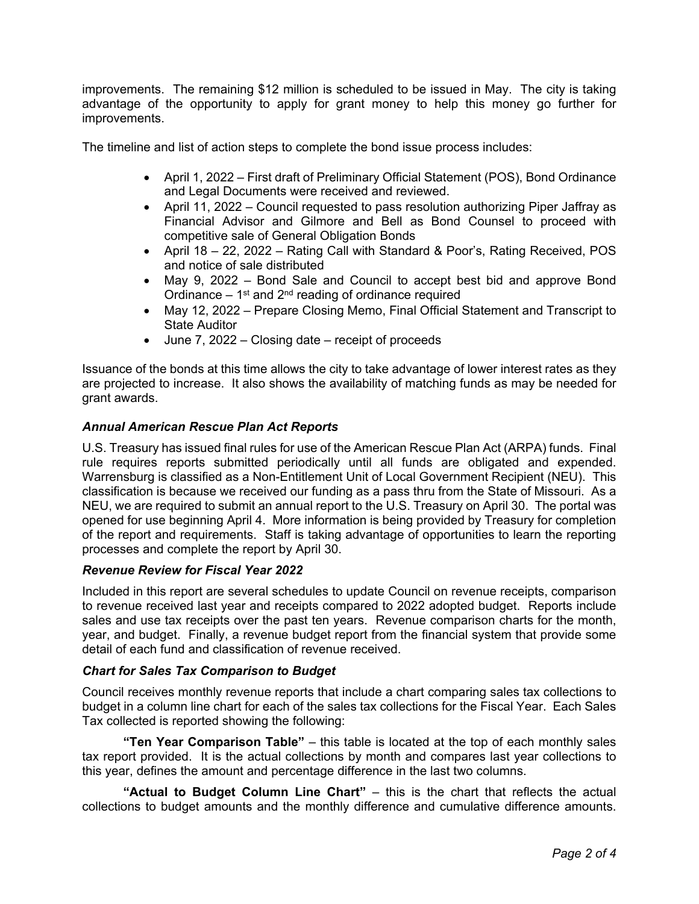improvements. The remaining $12 million is scheduled to be issued in May. The city is taking advantage of the opportunity to apply for grant money to help this money go further for improvements.

The timeline and list of action steps to complete the bond issue process includes:

- April 1, 2022 – First draft of Preliminary Official Statement (POS), Bond Ordinance and Legal Documents were received and reviewed.
- April 11, 2022 – Council requested to pass resolution authorizing Piper Jaffray as Financial Advisor and Gilmore and Bell as Bond Counsel to proceed with competitive sale of General Obligation Bonds
- April 18 – 22, 2022 – Rating Call with Standard & Poor's, Rating Received, POS and notice of sale distributed
- May 9, 2022 – Bond Sale and Council to accept best bid and approve Bond Ordinance – 1st and 2nd reading of ordinance required
- May 12, 2022 – Prepare Closing Memo, Final Official Statement and Transcript to State Auditor
- June 7, 2022 – Closing date – receipt of proceeds

Issuance of the bonds at this time allows the city to take advantage of lower interest rates as they are projected to increase. It also shows the availability of matching funds as may be needed for grant awards.

### *Annual American Rescue Plan Act Reports*

U.S. Treasury has issued final rules for use of the American Rescue Plan Act (ARPA) funds. Final rule requires reports submitted periodically until all funds are obligated and expended. Warrensburg is classified as a Non-Entitlement Unit of Local Government Recipient (NEU). This classification is because we received our funding as a pass thru from the State of Missouri. As a NEU, we are required to submit an annual report to the U.S. Treasury on April 30. The portal was opened for use beginning April 4. More information is being provided by Treasury for completion of the report and requirements. Staff is taking advantage of opportunities to learn the reporting processes and complete the report by April 30.

### *Revenue Review for Fiscal Year 2022*

Included in this report are several schedules to update Council on revenue receipts, comparison to revenue received last year and receipts compared to 2022 adopted budget. Reports include sales and use tax receipts over the past ten years. Revenue comparison charts for the month, year, and budget. Finally, a revenue budget report from the financial system that provide some detail of each fund and classification of revenue received.

### *Chart for Sales Tax Comparison to Budget*

Council receives monthly revenue reports that include a chart comparing sales tax collections to budget in a column line chart for each of the sales tax collections for the Fiscal Year. Each Sales Tax collected is reported showing the following:

**"Ten Year Comparison Table"** – this table is located at the top of each monthly sales tax report provided. It is the actual collections by month and compares last year collections to this year, defines the amount and percentage difference in the last two columns.

**"Actual to Budget Column Line Chart"** – this is the chart that reflects the actual collections to budget amounts and the monthly difference and cumulative difference amounts.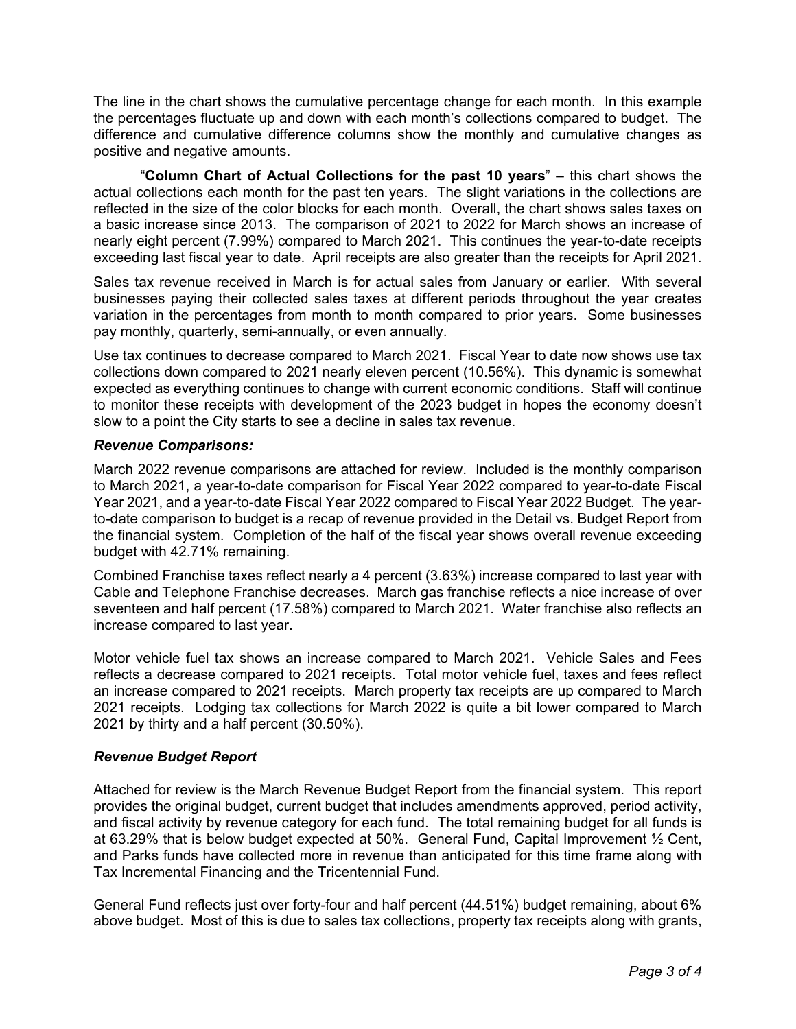The line in the chart shows the cumulative percentage change for each month. In this example the percentages fluctuate up and down with each month's collections compared to budget. The difference and cumulative difference columns show the monthly and cumulative changes as positive and negative amounts.

"**Column Chart of Actual Collections for the past 10 years**" – this chart shows the actual collections each month for the past ten years. The slight variations in the collections are reflected in the size of the color blocks for each month. Overall, the chart shows sales taxes on a basic increase since 2013. The comparison of 2021 to 2022 for March shows an increase of nearly eight percent (7.99%) compared to March 2021. This continues the year-to-date receipts exceeding last fiscal year to date. April receipts are also greater than the receipts for April 2021.

Sales tax revenue received in March is for actual sales from January or earlier. With several businesses paying their collected sales taxes at different periods throughout the year creates variation in the percentages from month to month compared to prior years. Some businesses pay monthly, quarterly, semi-annually, or even annually.

Use tax continues to decrease compared to March 2021. Fiscal Year to date now shows use tax collections down compared to 2021 nearly eleven percent (10.56%). This dynamic is somewhat expected as everything continues to change with current economic conditions. Staff will continue to monitor these receipts with development of the 2023 budget in hopes the economy doesn't slow to a point the City starts to see a decline in sales tax revenue.

***Revenue Comparisons:***

March 2022 revenue comparisons are attached for review. Included is the monthly comparison to March 2021, a year-to-date comparison for Fiscal Year 2022 compared to year-to-date Fiscal Year 2021, and a year-to-date Fiscal Year 2022 compared to Fiscal Year 2022 Budget. The year-to-date comparison to budget is a recap of revenue provided in the Detail vs. Budget Report from the financial system. Completion of the half of the fiscal year shows overall revenue exceeding budget with 42.71% remaining.

Combined Franchise taxes reflect nearly a 4 percent (3.63%) increase compared to last year with Cable and Telephone Franchise decreases. March gas franchise reflects a nice increase of over seventeen and half percent (17.58%) compared to March 2021. Water franchise also reflects an increase compared to last year.

Motor vehicle fuel tax shows an increase compared to March 2021. Vehicle Sales and Fees reflects a decrease compared to 2021 receipts. Total motor vehicle fuel, taxes and fees reflect an increase compared to 2021 receipts. March property tax receipts are up compared to March 2021 receipts. Lodging tax collections for March 2022 is quite a bit lower compared to March 2021 by thirty and a half percent (30.50%).

***Revenue Budget Report***

Attached for review is the March Revenue Budget Report from the financial system. This report provides the original budget, current budget that includes amendments approved, period activity, and fiscal activity by revenue category for each fund. The total remaining budget for all funds is at 63.29% that is below budget expected at 50%. General Fund, Capital Improvement ½ Cent, and Parks funds have collected more in revenue than anticipated for this time frame along with Tax Incremental Financing and the Tricentennial Fund.

General Fund reflects just over forty-four and half percent (44.51%) budget remaining, about 6% above budget. Most of this is due to sales tax collections, property tax receipts along with grants,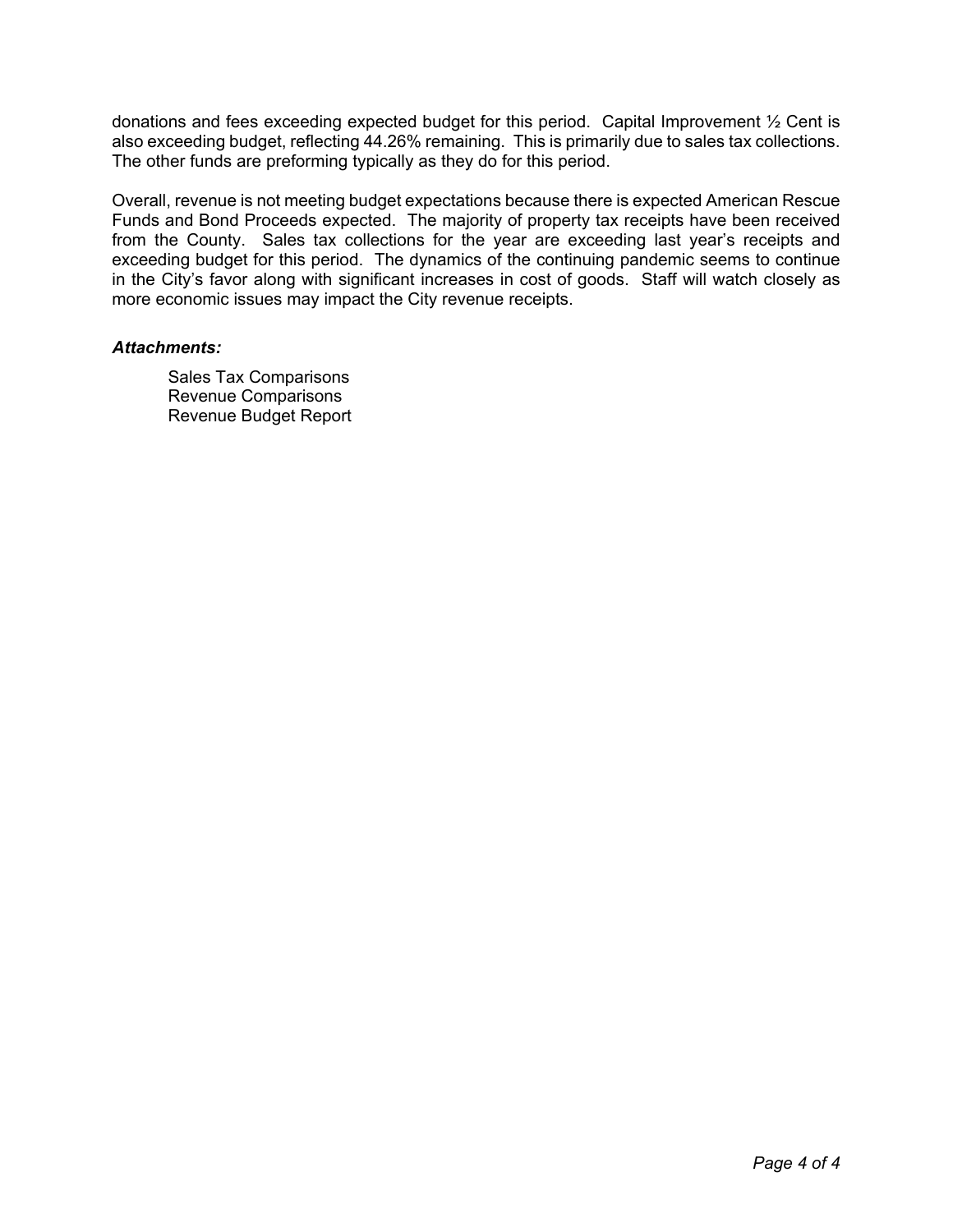donations and fees exceeding expected budget for this period. Capital Improvement ½ Cent is also exceeding budget, reflecting 44.26% remaining. This is primarily due to sales tax collections. The other funds are preforming typically as they do for this period.

Overall, revenue is not meeting budget expectations because there is expected American Rescue Funds and Bond Proceeds expected. The majority of property tax receipts have been received from the County. Sales tax collections for the year are exceeding last year's receipts and exceeding budget for this period. The dynamics of the continuing pandemic seems to continue in the City's favor along with significant increases in cost of goods. Staff will watch closely as more economic issues may impact the City revenue receipts.

***Attachments:***

Sales Tax Comparisons
Revenue Comparisons
Revenue Budget Report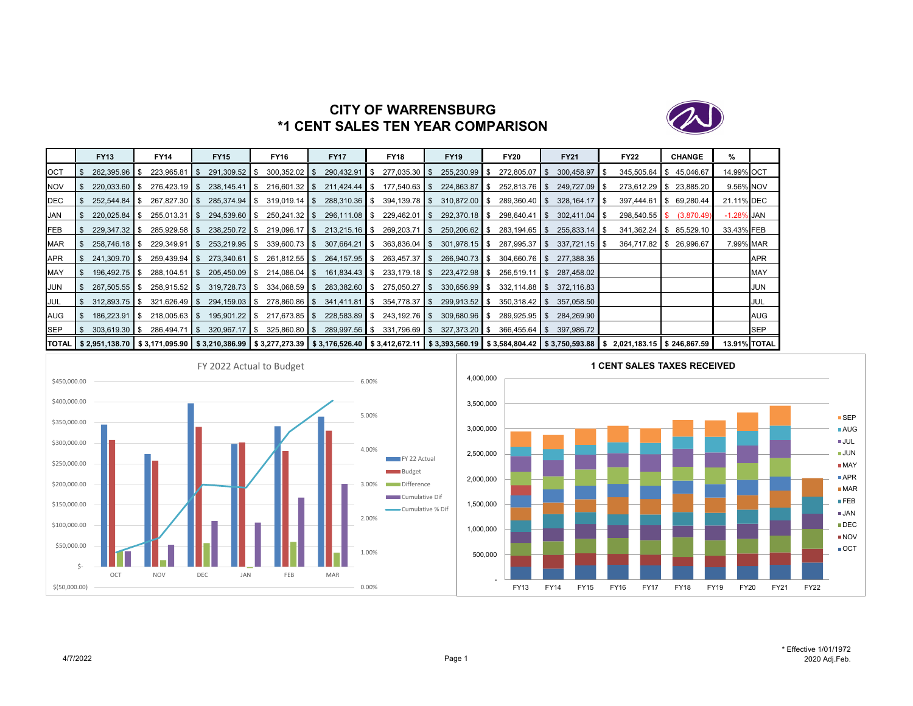# CITY OF WARRENSBURG
## *1 CENT SALES TEN YEAR COMPARISON

| | FY13 | FY14 | FY15 | FY16 | FY17 | FY18 | FY19 | FY20 | FY21 | FY22 | CHANGE | % | |
|---|---|---|---|---|---|---|---|---|---|---|---|---|---|
| OCT | $ 262,395.96 | $ 223,965.81 | $ 291,309.52 | $ 300,352.02 | $ 290,432.91 | $ 277,035.30 | $ 255,230.99 | $ 272,805.07 | $ 300,458.97 | $ 345,505.64 | $ 45,046.67 | 14.99% | OCT |
| NOV | $ 220,033.60 | $ 276,423.19 | $ 238,145.41 | $ 216,601.32 | $ 211,424.44 | $ 177,540.63 | $ 224,863.87 | $ 252,813.76 | $ 249,727.09 | $ 273,612.29 | $ 23,885.20 | 9.56% | NOV |
| DEC | $ 252,544.84 | $ 267,827.30 | $ 285,374.94 | $ 319,019.14 | $ 288,310.36 | $ 394,139.78 | $ 310,872.00 | $ 289,360.40 | $ 328,164.17 | $ 397,444.61 | $ 69,280.44 | 21.11% | DEC |
| JAN | $ 220,025.84 | $ 255,013.31 | $ 294,539.60 | $ 250,241.32 | $ 296,111.08 | $ 229,462.01 | $ 292,370.18 | $ 298,640.41 | $ 302,411.04 | $ 298,540.55 | $ (3,870.49) | -1.28% | JAN |
| FEB | $ 229,347.32 | $ 285,929.58 | $ 238,250.72 | $ 219,096.17 | $ 213,215.16 | $ 269,203.71 | $ 250,206.62 | $ 283,194.65 | $ 255,833.14 | $ 341,362.24 | $ 85,529.10 | 33.43% | FEB |
| MAR | $ 258,746.18 | $ 229,349.91 | $ 253,219.95 | $ 339,600.73 | $ 307,664.21 | $ 363,836.04 | $ 301,978.15 | $ 287,995.37 | $ 337,721.15 | $ 364,717.82 | $ 26,996.67 | 7.99% | MAR |
| APR | $ 241,309.70 | $ 259,439.94 | $ 273,340.61 | $ 261,812.55 | $ 264,157.95 | $ 263,457.37 | $ 266,940.73 | $ 304,660.76 | $ 277,388.35 | | | | APR |
| MAY | $ 196,492.75 | $ 288,104.51 | $ 205,450.09 | $ 214,086.04 | $ 161,834.43 | $ 233,179.18 | $ 223,472.98 | $ 256,519.11 | $ 287,458.02 | | | | MAY |
| JUN | $ 267,505.55 | $ 258,915.52 | $ 319,728.73 | $ 334,068.59 | $ 283,382.60 | $ 275,050.27 | $ 330,656.99 | $ 332,114.88 | $ 372,116.83 | | | | JUN |
| JUL | $ 312,893.75 | $ 321,626.49 | $ 294,159.03 | $ 278,860.86 | $ 341,411.81 | $ 354,778.37 | $ 299,913.52 | $ 350,318.42 | $ 357,058.50 | | | | JUL |
| AUG | $ 186,223.91 | $ 218,005.63 | $ 195,901.22 | $ 217,673.85 | $ 228,583.89 | $ 243,192.76 | $ 309,680.96 | $ 289,925.95 | $ 284,269.90 | | | | AUG |
| SEP | $ 303,619.30 | $ 286,494.71 | $ 320,967.17 | $ 325,860.80 | $ 289,997.56 | $ 331,796.69 | $ 327,373.20 | $ 366,455.64 | $ 397,986.72 | | | | SEP |
| TOTAL | $ 2,951,138.70 | $ 3,171,095.90 | $ 3,210,386.99 | $ 3,277,273.39 | $ 3,176,526.40 | $ 3,412,672.11 | $ 3,393,560.19 | $ 3,584,804.42 | $ 3,750,593.88 | $ 2,021,183.15 | $ 246,867.59 | 13.91% | TOTAL |

FY 2022 Actual to Budget

1 CENT SALES TAXES RECEIVED

\* Effective 1/01/1972
2020 Adj.Feb.

4/7/2022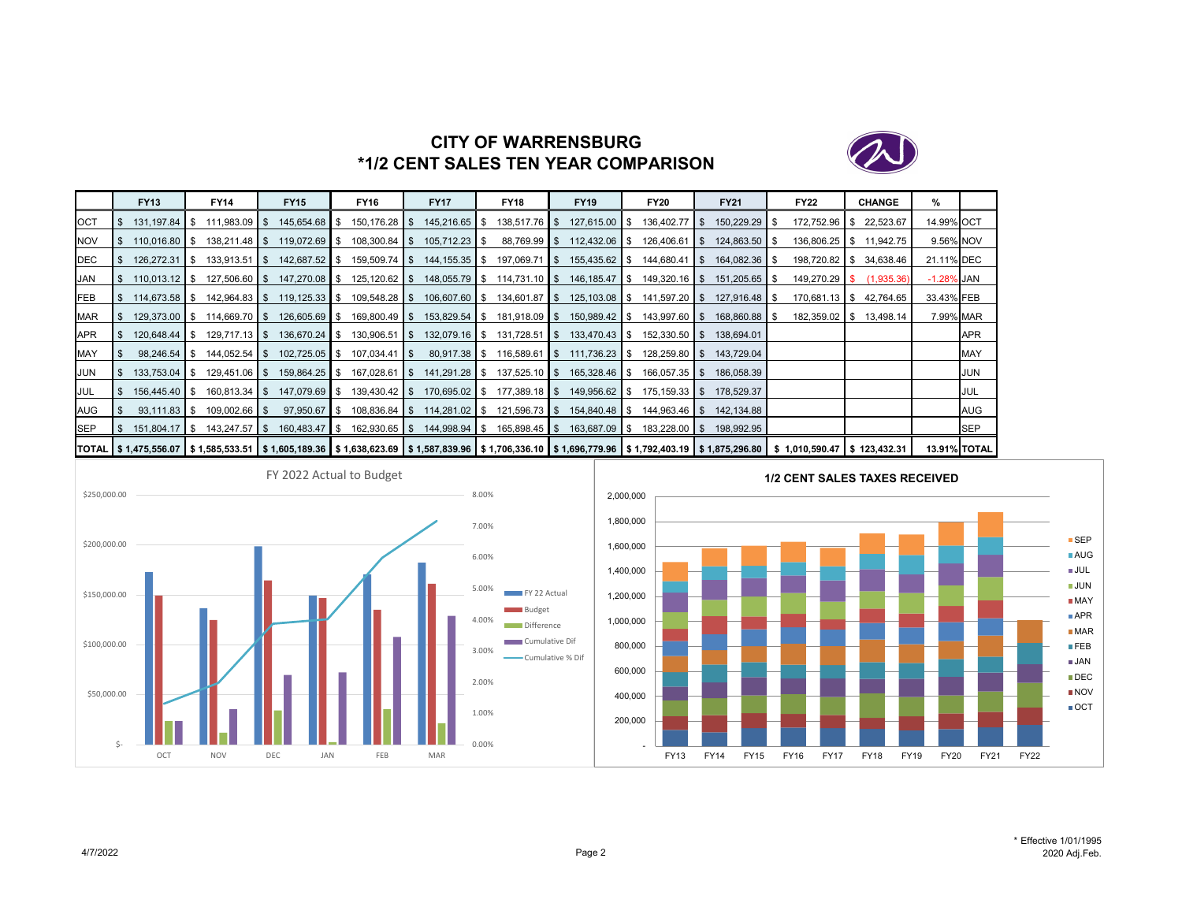# CITY OF WARRENSBURG
## *1/2 CENT SALES TEN YEAR COMPARISON

| | FY13 | FY14 | FY15 | FY16 | FY17 | FY18 | FY19 | FY20 | FY21 | FY22 | CHANGE | % | |
|---|---|---|---|---|---|---|---|---|---|---|---|---|---|
| OCT | $ 131,197.84 | $ 111,983.09 | $ 145,654.68 | $ 150,176.28 | $ 145,216.65 | $ 138,517.76 | $ 127,615.00 | $ 136,402.77 | $ 150,229.29 | $ 172,752.96 | $ 22,523.67 | 14.99% | OCT |
| NOV | $ 110,016.80 | $ 138,211.48 | $ 119,072.69 | $ 108,300.84 | $ 105,712.23 | $ 88,769.99 | $ 112,432.06 | $ 126,406.61 | $ 124,863.50 | $ 136,806.25 | $ 11,942.75 | 9.56% | NOV |
| DEC | $ 126,272.31 | $ 133,913.51 | $ 142,687.52 | $ 159,509.74 | $ 144,155.35 | $ 197,069.71 | $ 155,435.62 | $ 144,680.41 | $ 164,082.36 | $ 198,720.82 | $ 34,638.46 | 21.11% | DEC |
| JAN | $ 110,013.12 | $ 127,506.60 | $ 147,270.08 | $ 125,120.62 | $ 148,055.79 | $ 114,731.10 | $ 146,185.47 | $ 149,320.16 | $ 151,205.65 | $ 149,270.29 | $ (1,935.36) | -1.28% | JAN |
| FEB | $ 114,673.58 | $ 142,964.83 | $ 119,125.33 | $ 109,548.28 | $ 106,607.60 | $ 134,601.87 | $ 125,103.08 | $ 141,597.20 | $ 127,916.48 | $ 170,681.13 | $ 42,764.65 | 33.43% | FEB |
| MAR | $ 129,373.00 | $ 114,669.70 | $ 126,605.69 | $ 169,800.49 | $ 153,829.54 | $ 181,918.09 | $ 150,989.42 | $ 143,997.60 | $ 168,860.88 | $ 182,359.02 | $ 13,498.14 | 7.99% | MAR |
| APR | $ 120,648.44 | $ 129,717.13 | $ 136,670.24 | $ 130,906.51 | $ 132,079.16 | $ 131,728.51 | $ 133,470.43 | $ 152,330.50 | $ 138,694.01 | | | | APR |
| MAY | $ 98,246.54 | $ 144,052.54 | $ 102,725.05 | $ 107,034.41 | $ 80,917.38 | $ 116,589.61 | $ 111,736.23 | $ 128,259.80 | $ 143,729.04 | | | | MAY |
| JUN | $ 133,753.04 | $ 129,451.06 | $ 159,864.25 | $ 167,028.61 | $ 141,291.28 | $ 137,525.10 | $ 165,328.46 | $ 166,057.35 | $ 186,058.39 | | | | JUN |
| JUL | $ 156,445.40 | $ 160,813.34 | $ 147,079.69 | $ 139,430.42 | $ 170,695.02 | $ 177,389.18 | $ 149,956.62 | $ 175,159.33 | $ 178,529.37 | | | | JUL |
| AUG | $ 93,111.83 | $ 109,002.66 | $ 97,950.67 | $ 108,836.84 | $ 114,281.02 | $ 121,596.73 | $ 154,840.48 | $ 144,963.46 | $ 142,134.88 | | | | AUG |
| SEP | $ 151,804.17 | $ 143,247.57 | $ 160,483.47 | $ 162,930.65 | $ 144,998.94 | $ 165,898.45 | $ 163,687.09 | $ 183,228.00 | $ 198,992.95 | | | | SEP |
| TOTAL | $ 1,475,556.07 | $ 1,585,533.51 | $ 1,605,189.36 | $ 1,638,623.69 | $ 1,587,839.96 | $ 1,706,336.10 | $ 1,696,779.96 | $ 1,792,403.19 | $ 1,875,296.80 | $ 1,010,590.47 | $ 123,432.31 | 13.91% | TOTAL |

FY 2022 Actual to Budget

1/2 CENT SALES TAXES RECEIVED

4/7/2022

\* Effective 1/01/1995
2020 Adj.Feb.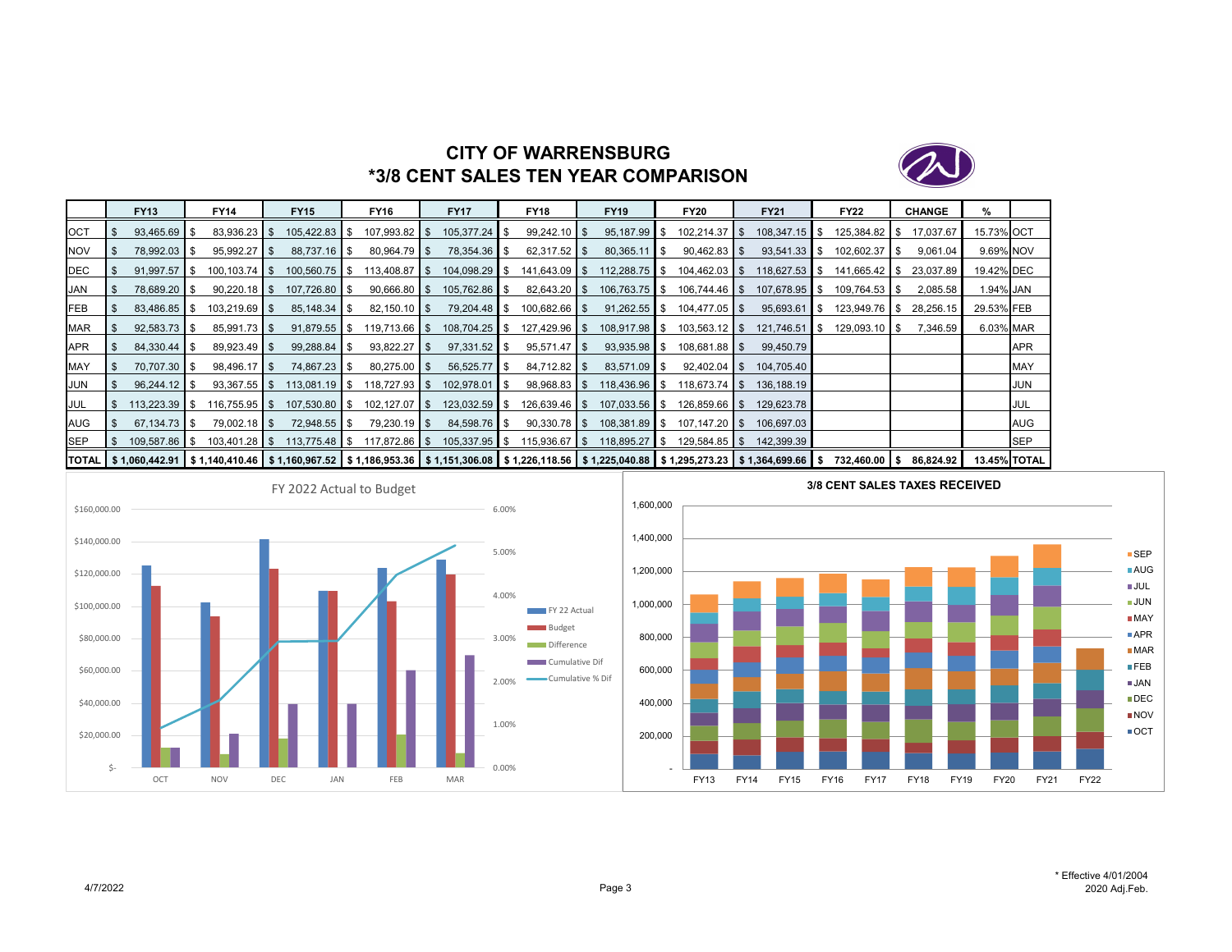# CITY OF WARRENSBURG
## *3/8 CENT SALES TEN YEAR COMPARISON

| | FY13 | FY14 | FY15 | FY16 | FY17 | FY18 | FY19 | FY20 | FY21 | FY22 | CHANGE | % | |
|---|---|---|---|---|---|---|---|---|---|---|---|---|---|
| OCT | $ 93,465.69 | $ 83,936.23 | $ 105,422.83 | $ 107,993.82 | $ 105,377.24 | $ 99,242.10 | $ 95,187.99 | $ 102,214.37 | $ 108,347.15 | $ 125,384.82 | $ 17,037.67 | 15.73% | OCT |
| NOV | $ 78,992.03 | $ 95,992.27 | $ 88,737.16 | $ 80,964.79 | $ 78,354.36 | $ 62,317.52 | $ 80,365.11 | $ 90,462.83 | $ 93,541.33 | $ 102,602.37 | $ 9,061.04 | 9.69% | NOV |
| DEC | $ 91,997.57 | $ 100,103.74 | $ 100,560.75 | $ 113,408.87 | $ 104,098.29 | $ 141,643.09 | $ 112,288.75 | $ 104,462.03 | $ 118,627.53 | $ 141,665.42 | $ 23,037.89 | 19.42% | DEC |
| JAN | $ 78,689.20 | $ 90,220.18 | $ 107,726.80 | $ 90,666.80 | $ 105,762.86 | $ 82,643.20 | $ 106,763.75 | $ 106,744.46 | $ 107,678.95 | $ 109,764.53 | $ 2,085.58 | 1.94% | JAN |
| FEB | $ 83,486.85 | $ 103,219.69 | $ 85,148.34 | $ 82,150.10 | $ 79,204.48 | $ 100,682.66 | $ 91,262.55 | $ 104,477.05 | $ 95,693.61 | $ 123,949.76 | $ 28,256.15 | 29.53% | FEB |
| MAR | $ 92,583.73 | $ 85,991.73 | $ 91,879.55 | $ 119,713.66 | $ 108,704.25 | $ 127,429.96 | $ 108,917.98 | $ 103,563.12 | $ 121,746.51 | $ 129,093.10 | $ 7,346.59 | 6.03% | MAR |
| APR | $ 84,330.44 | $ 89,923.49 | $ 99,288.84 | $ 93,822.27 | $ 97,331.52 | $ 95,571.47 | $ 93,935.98 | $ 108,681.88 | $ 99,450.79 | | | | APR |
| MAY | $ 70,707.30 | $ 98,496.17 | $ 74,867.23 | $ 80,275.00 | $ 56,525.77 | $ 84,712.82 | $ 83,571.09 | $ 92,402.04 | $ 104,705.40 | | | | MAY |
| JUN | $ 96,244.12 | $ 93,367.55 | $ 113,081.19 | $ 118,727.93 | $ 102,978.01 | $ 98,968.83 | $ 118,436.96 | $ 118,673.74 | $ 136,188.19 | | | | JUN |
| JUL | $ 113,223.39 | $ 116,755.95 | $ 107,530.80 | $ 102,127.07 | $ 123,032.59 | $ 126,639.46 | $ 107,033.56 | $ 126,859.66 | $ 129,623.78 | | | | JUL |
| AUG | $ 67,134.73 | $ 79,002.18 | $ 72,948.55 | $ 79,230.19 | $ 84,598.76 | $ 90,330.78 | $ 108,381.89 | $ 107,147.20 | $ 106,697.03 | | | | AUG |
| SEP | $ 109,587.86 | $ 103,401.28 | $ 113,775.48 | $ 117,872.86 | $ 105,337.95 | $ 115,936.67 | $ 118,895.27 | $ 129,584.85 | $ 142,399.39 | | | | SEP |
| TOTAL | $ 1,060,442.91 | $ 1,140,410.46 | $ 1,160,967.52 | $ 1,186,953.36 | $ 1,151,306.08 | $ 1,226,118.56 | $ 1,225,040.88 | $ 1,295,273.23 | $ 1,364,699.66 | $ 732,460.00 | $ 86,824.92 | 13.45% | TOTAL |

FY 2022 Actual to Budget

3/8 CENT SALES TAXES RECEIVED

* Effective 4/01/2004
2020 Adj.Feb.

4/7/2022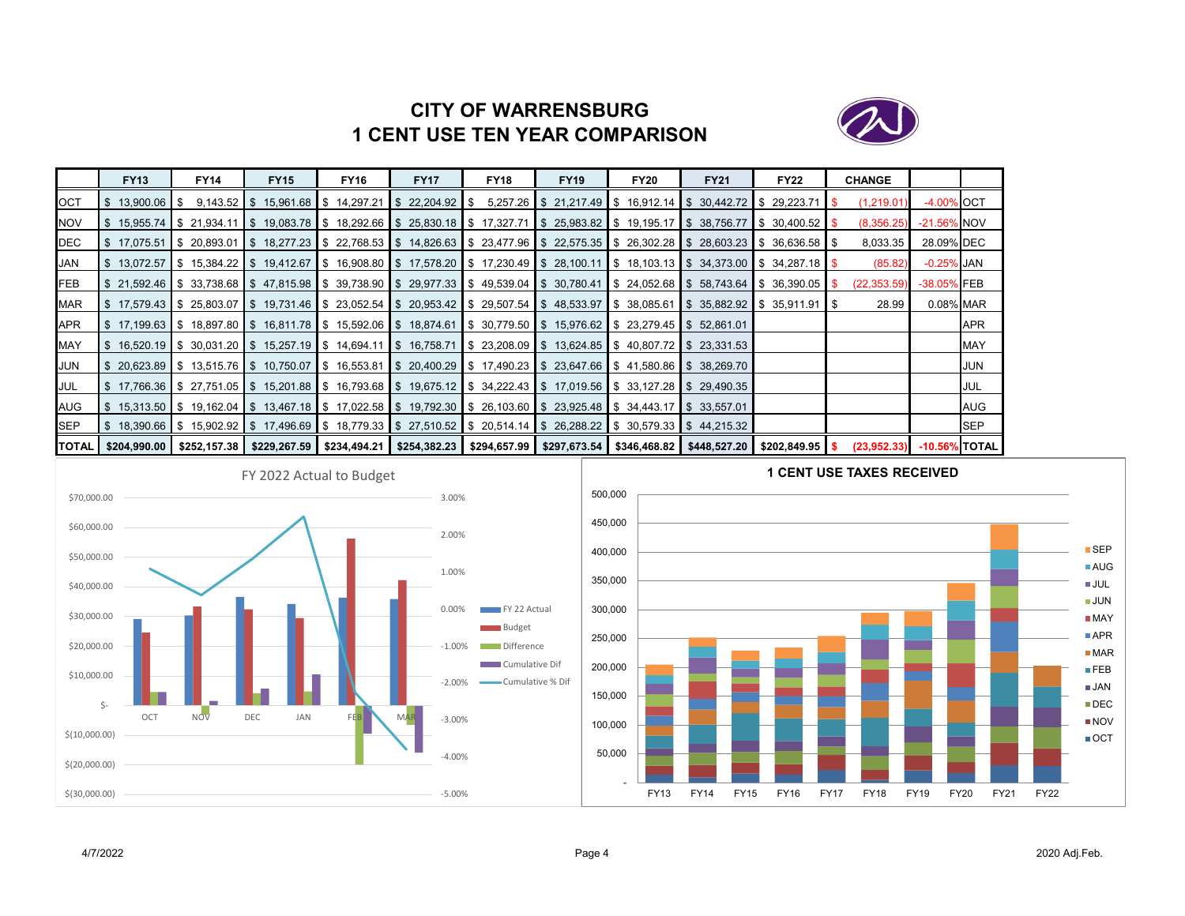# CITY OF WARRENSBURG
# 1 CENT USE TEN YEAR COMPARISON

| | FY13 | FY14 | FY15 | FY16 | FY17 | FY18 | FY19 | FY20 | FY21 | FY22 | CHANGE | | |
|---|---|---|---|---|---|---|---|---|---|---|---|---|---|
| OCT | $ 13,900.06 | $ 9,143.52 | $ 15,961.68 | $ 14,297.21 | $ 22,204.92 | $ 5,257.26 | $ 21,217.49 | $ 16,912.14 | $ 30,442.72 | $ 29,223.71 | $ (1,219.01) | -4.00% | OCT |
| NOV | $ 15,955.74 | $ 21,934.11 | $ 19,083.78 | $ 18,292.66 | $ 25,830.18 | $ 17,327.71 | $ 25,983.82 | $ 19,195.17 | $ 38,756.77 | $ 30,400.52 | $ (8,356.25) | -21.56% | NOV |
| DEC | $ 17,075.51 | $ 20,893.01 | $ 18,277.23 | $ 22,768.53 | $ 14,826.63 | $ 23,477.96 | $ 22,575.35 | $ 26,302.28 | $ 28,603.23 | $ 36,636.58 | $ 8,033.35 | 28.09% | DEC |
| JAN | $ 13,072.57 | $ 15,384.22 | $ 19,412.67 | $ 16,908.80 | $ 17,578.20 | $ 17,230.49 | $ 28,100.11 | $ 18,103.13 | $ 34,373.00 | $ 34,287.18 | $ (85.82) | -0.25% | JAN |
| FEB | $ 21,592.46 | $ 33,738.68 | $ 47,815.98 | $ 39,738.90 | $ 29,977.33 | $ 49,539.04 | $ 30,780.41 | $ 24,052.68 | $ 58,743.64 | $ 36,390.05 | $ (22,353.59) | -38.05% | FEB |
| MAR | $ 17,579.43 | $ 25,803.07 | $ 19,731.46 | $ 23,052.54 | $ 20,953.42 | $ 29,507.54 | $ 48,533.97 | $ 38,085.61 | $ 35,882.92 | $ 35,911.91 | $ 28.99 | 0.08% | MAR |
| APR | $ 17,199.63 | $ 18,897.80 | $ 16,811.78 | $ 15,592.06 | $ 18,874.61 | $ 30,779.50 | $ 15,976.62 | $ 23,279.45 | $ 52,861.01 | | | | APR |
| MAY | $ 16,520.19 | $ 30,031.20 | $ 15,257.19 | $ 14,694.11 | $ 16,758.71 | $ 23,208.09 | $ 13,624.85 | $ 40,807.72 | $ 23,331.53 | | | | MAY |
| JUN | $ 20,623.89 | $ 13,515.76 | $ 10,750.07 | $ 16,553.81 | $ 20,400.29 | $ 17,490.23 | $ 23,647.66 | $ 41,580.86 | $ 38,269.70 | | | | JUN |
| JUL | $ 17,766.36 | $ 27,751.05 | $ 15,201.88 | $ 16,793.68 | $ 19,675.12 | $ 34,222.43 | $ 17,019.56 | $ 33,127.28 | $ 29,490.35 | | | | JUL |
| AUG | $ 15,313.50 | $ 19,162.04 | $ 13,467.18 | $ 17,022.58 | $ 19,792.30 | $ 26,103.60 | $ 23,925.48 | $ 34,443.17 | $ 33,557.01 | | | | AUG |
| SEP | $ 18,390.66 | $ 15,902.92 | $ 17,496.69 | $ 18,779.33 | $ 27,510.52 | $ 20,514.14 | $ 26,288.22 | $ 30,579.33 | $ 44,215.32 | | | | SEP |
| TOTAL | $204,990.00 | $252,157.38 | $229,267.59 | $234,494.21 | $254,382.23 | $294,657.99 | $297,673.54 | $346,468.82 | $448,527.20 | $202,849.95 | $ (23,952.33) | -10.56% | TOTAL |

FY 2022 Actual to Budget

1 CENT USE TAXES RECEIVED

4/7/2022 2020 Adj.Feb.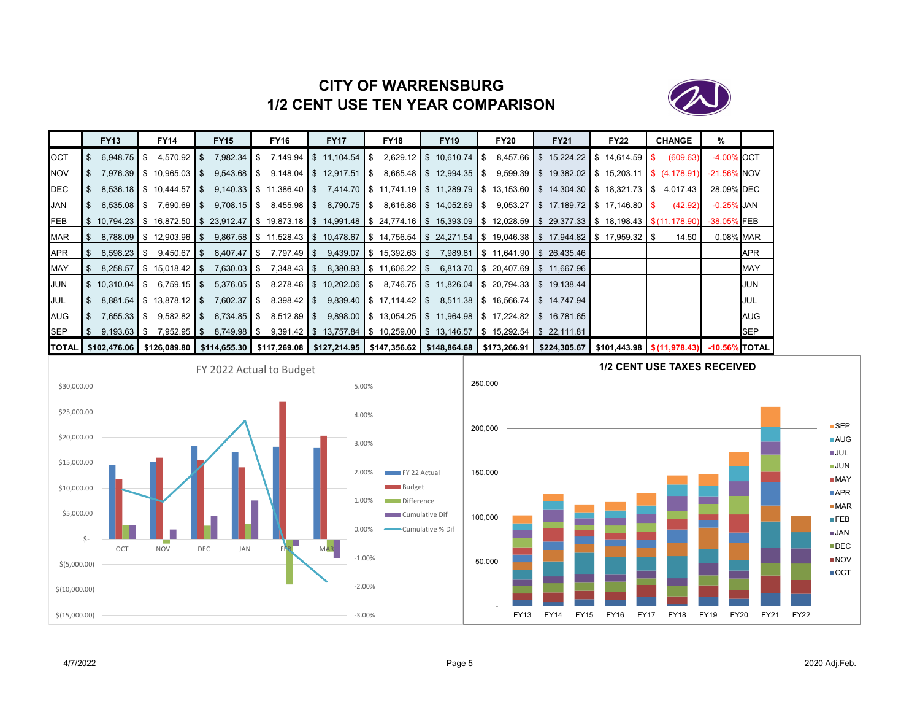# CITY OF WARRENSBURG
## 1/2 CENT USE TEN YEAR COMPARISON

| | FY13 | FY14 | FY15 | FY16 | FY17 | FY18 | FY19 | FY20 | FY21 | FY22 | CHANGE | % | |
|---|---|---|---|---|---|---|---|---|---|---|---|---|---|
| OCT | $ 6,948.75 | $ 4,570.92 | $ 7,982.34 | $ 7,149.94 | $ 11,104.54 | $ 2,629.12 | $ 10,610.74 | $ 8,457.66 | $ 15,224.22 | $ 14,614.59 | $ (609.63) | -4.00% | OCT |
| NOV | $ 7,976.39 | $ 10,965.03 | $ 9,543.68 | $ 9,148.04 | $ 12,917.51 | $ 8,665.48 | $ 12,994.35 | $ 9,599.39 | $ 19,382.02 | $ 15,203.11 | $ (4,178.91) | -21.56% | NOV |
| DEC | $ 8,536.18 | $ 10,444.57 | $ 9,140.33 | $ 11,386.40 | $ 7,414.70 | $ 11,741.19 | $ 11,289.79 | $ 13,153.60 | $ 14,304.30 | $ 18,321.73 | $ 4,017.43 | 28.09% | DEC |
| JAN | $ 6,535.08 | $ 7,690.69 | $ 9,708.15 | $ 8,455.98 | $ 8,790.75 | $ 8,616.86 | $ 14,052.69 | $ 9,053.27 | $ 17,189.72 | $ 17,146.80 | $ (42.92) | -0.25% | JAN |
| FEB | $ 10,794.23 | $ 16,872.50 | $ 23,912.47 | $ 19,873.18 | $ 14,991.48 | $ 24,774.16 | $ 15,393.09 | $ 12,028.59 | $ 29,377.33 | $ 18,198.43 | $ (11,178.90) | -38.05% | FEB |
| MAR | $ 8,788.09 | $ 12,903.96 | $ 9,867.58 | $ 11,528.43 | $ 10,478.67 | $ 14,756.54 | $ 24,271.54 | $ 19,046.38 | $ 17,944.82 | $ 17,959.32 | $ 14.50 | 0.08% | MAR |
| APR | $ 8,598.23 | $ 9,450.67 | $ 8,407.47 | $ 7,797.49 | $ 9,439.07 | $ 15,392.63 | $ 7,989.81 | $ 11,641.90 | $ 26,435.46 | | | | APR |
| MAY | $ 8,258.57 | $ 15,018.42 | $ 7,630.03 | $ 7,348.43 | $ 8,380.93 | $ 11,606.22 | $ 6,813.70 | $ 20,407.69 | $ 11,667.96 | | | | MAY |
| JUN | $ 10,310.04 | $ 6,759.15 | $ 5,376.05 | $ 8,278.46 | $ 10,202.06 | $ 8,746.75 | $ 11,826.04 | $ 20,794.33 | $ 19,138.44 | | | | JUN |
| JUL | $ 8,881.54 | $ 13,878.12 | $ 7,602.37 | $ 8,398.42 | $ 9,839.40 | $ 17,114.42 | $ 8,511.38 | $ 16,566.74 | $ 14,747.94 | | | | JUL |
| AUG | $ 7,655.33 | $ 9,582.82 | $ 6,734.85 | $ 8,512.89 | $ 9,898.00 | $ 13,054.25 | $ 11,964.98 | $ 17,224.82 | $ 16,781.65 | | | | AUG |
| SEP | $ 9,193.63 | $ 7,952.95 | $ 8,749.98 | $ 9,391.42 | $ 13,757.84 | $ 10,259.00 | $ 13,146.57 | $ 15,292.54 | $ 22,111.81 | | | | SEP |
| **TOTAL** | **$102,476.06** | **$126,089.80** | **$114,655.30** | **$117,269.08** | **$127,214.95** | **$147,356.62** | **$148,864.68** | **$173,266.91** | **$224,305.67** | **$101,443.98** | **$ (11,978.43)** | **-10.56%** | **TOTAL** |

**FY 2022 Actual to Budget**

**1/2 CENT USE TAXES RECEIVED**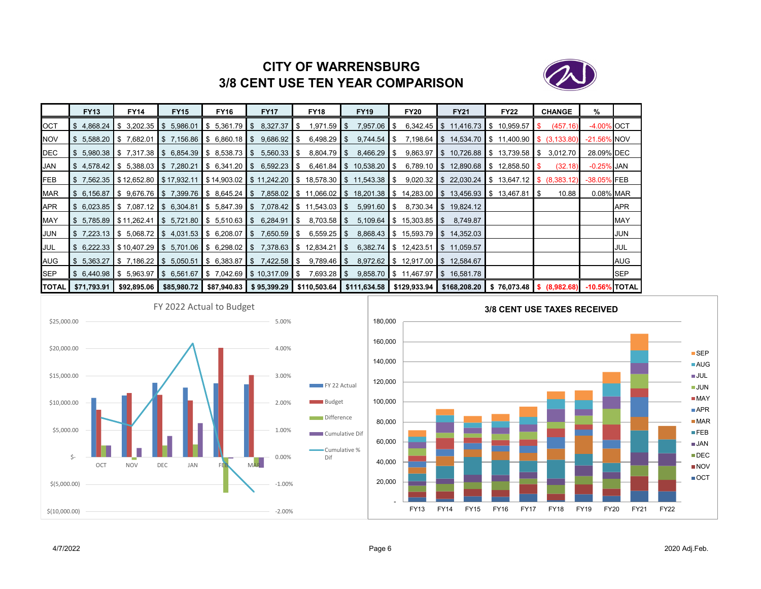# CITY OF WARRENSBURG
## 3/8 CENT USE TEN YEAR COMPARISON

| | FY13 | FY14 | FY15 | FY16 | FY17 | FY18 | FY19 | FY20 | FY21 | FY22 | CHANGE | % | |
|---|---|---|---|---|---|---|---|---|---|---|---|---|---|
| OCT | $ 4,868.24 | $ 3,202.35 | $ 5,986.01 | $ 5,361.79 | $ 8,327.37 | $ 1,971.59 | $ 7,957.06 | $ 6,342.45 | $ 11,416.73 | $ 10,959.57 | $ (457.16) | -4.00% | OCT |
| NOV | $ 5,588.20 | $ 7,682.01 | $ 7,156.86 | $ 6,860.18 | $ 9,686.92 | $ 6,498.29 | $ 9,744.54 | $ 7,198.64 | $ 14,534.70 | $ 11,400.90 | $ (3,133.80) | -21.56% | NOV |
| DEC | $ 5,980.38 | $ 7,317.38 | $ 6,854.39 | $ 8,538.73 | $ 5,560.33 | $ 8,804.79 | $ 8,466.29 | $ 9,863.97 | $ 10,726.88 | $ 13,739.58 | $ 3,012.70 | 28.09% | DEC |
| JAN | $ 4,578.42 | $ 5,388.03 | $ 7,280.21 | $ 6,341.20 | $ 6,592.23 | $ 6,461.84 | $ 10,538.20 | $ 6,789.10 | $ 12,890.68 | $ 12,858.50 | $ (32.18) | -0.25% | JAN |
| FEB | $ 7,562.35 | $ 12,652.80 | $ 17,932.11 | $ 14,903.02 | $ 11,242.20 | $ 18,578.30 | $ 11,543.38 | $ 9,020.32 | $ 22,030.24 | $ 13,647.12 | $ (8,383.12) | -38.05% | FEB |
| MAR | $ 6,156.87 | $ 9,676.76 | $ 7,399.76 | $ 8,645.24 | $ 7,858.02 | $ 11,066.02 | $ 18,201.38 | $ 14,283.00 | $ 13,456.93 | $ 13,467.81 | $ 10.88 | 0.08% | MAR |
| APR | $ 6,023.85 | $ 7,087.12 | $ 6,304.81 | $ 5,847.39 | $ 7,078.42 | $ 11,543.03 | $ 5,991.60 | $ 8,730.34 | $ 19,824.12 | | | | APR |
| MAY | $ 5,785.89 | $ 11,262.41 | $ 5,721.80 | $ 5,510.63 | $ 6,284.91 | $ 8,703.58 | $ 5,109.64 | $ 15,303.85 | $ 8,749.87 | | | | MAY |
| JUN | $ 7,223.13 | $ 5,068.72 | $ 4,031.53 | $ 6,208.07 | $ 7,650.59 | $ 6,559.25 | $ 8,868.43 | $ 15,593.79 | $ 14,352.03 | | | | JUN |
| JUL | $ 6,222.33 | $ 10,407.29 | $ 5,701.06 | $ 6,298.02 | $ 7,378.63 | $ 12,834.21 | $ 6,382.74 | $ 12,423.51 | $ 11,059.57 | | | | JUL |
| AUG | $ 5,363.27 | $ 7,186.22 | $ 5,050.51 | $ 6,383.87 | $ 7,422.58 | $ 9,789.46 | $ 8,972.62 | $ 12,917.00 | $ 12,584.67 | | | | AUG |
| SEP | $ 6,440.98 | $ 5,963.97 | $ 6,561.67 | $ 7,042.69 | $ 10,317.09 | $ 7,693.28 | $ 9,858.70 | $ 11,467.97 | $ 16,581.78 | | | | SEP |
| **TOTAL** | **$71,793.91** | **$92,895.06** | **$85,980.72** | **$87,940.83** | **$ 95,399.29** | **$110,503.64** | **$111,634.58** | **$129,933.94** | **$168,208.20** | **$ 76,073.48** | **$ (8,982.68)** | **-10.56%** | **TOTAL** |

FY 2022 Actual to Budget

3/8 CENT USE TAXES RECEIVED

4/7/2022 2020 Adj.Feb.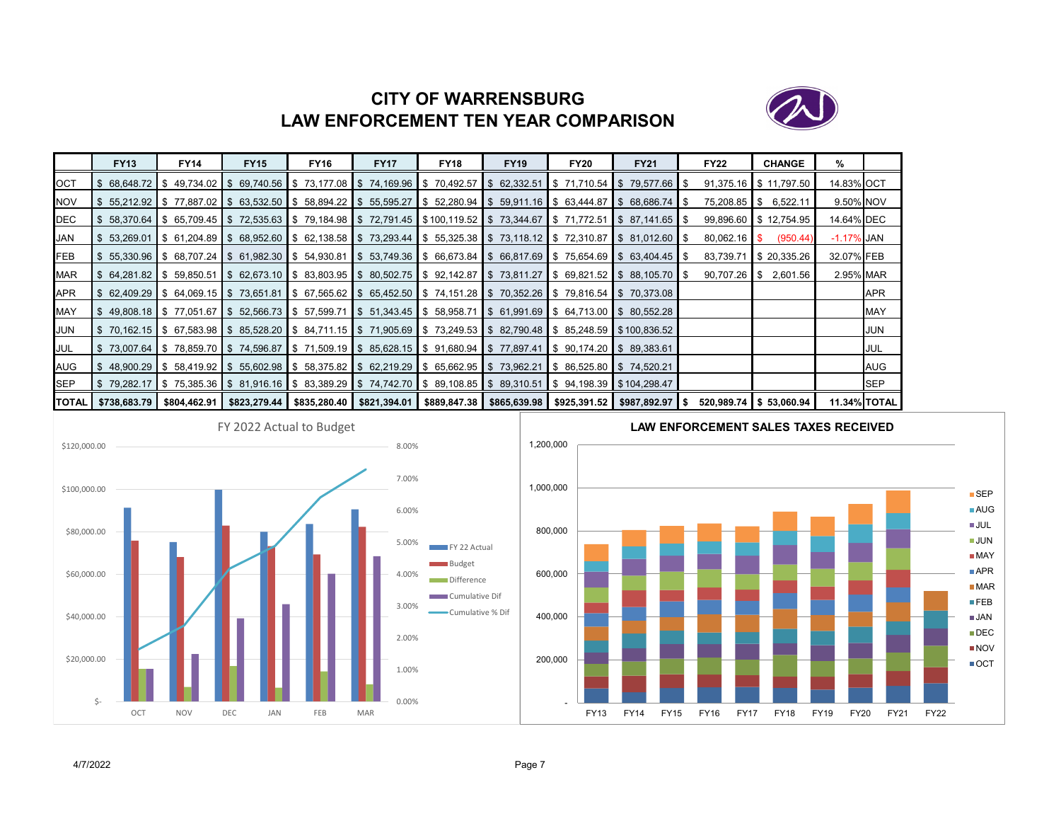# CITY OF WARRENSBURG
# LAW ENFORCEMENT TEN YEAR COMPARISON

| | FY13 | FY14 | FY15 | FY16 | FY17 | FY18 | FY19 | FY20 | FY21 | FY22 | CHANGE | % | |
|---|---|---|---|---|---|---|---|---|---|---|---|---|---|
| OCT | $ 68,648.72 | $ 49,734.02 | $ 69,740.56 | $ 73,177.08 | $ 74,169.96 | $ 70,492.57 | $ 62,332.51 | $ 71,710.54 | $ 79,577.66 | $ 91,375.16 | $ 11,797.50 | 14.83% | OCT |
| NOV | $ 55,212.92 | $ 77,887.02 | $ 63,532.50 | $ 58,894.22 | $ 55,595.27 | $ 52,280.94 | $ 59,911.16 | $ 63,444.87 | $ 68,686.74 | $ 75,208.85 | $ 6,522.11 | 9.50% | NOV |
| DEC | $ 58,370.64 | $ 65,709.45 | $ 72,535.63 | $ 79,184.98 | $ 72,791.45 | $ 100,119.52 | $ 73,344.67 | $ 71,772.51 | $ 87,141.65 | $ 99,896.60 | $ 12,754.95 | 14.64% | DEC |
| JAN | $ 53,269.01 | $ 61,204.89 | $ 68,952.60 | $ 62,138.58 | $ 73,293.44 | $ 55,325.38 | $ 73,118.12 | $ 72,310.87 | $ 81,012.60 | $ 80,062.16 | $ (950.44) | -1.17% | JAN |
| FEB | $ 55,330.96 | $ 68,707.24 | $ 61,982.30 | $ 54,930.81 | $ 53,749.36 | $ 66,673.84 | $ 66,817.69 | $ 75,654.69 | $ 63,404.45 | $ 83,739.71 | $ 20,335.26 | 32.07% | FEB |
| MAR | $ 64,281.82 | $ 59,850.51 | $ 62,673.10 | $ 83,803.95 | $ 80,502.75 | $ 92,142.87 | $ 73,811.27 | $ 69,821.52 | $ 88,105.70 | $ 90,707.26 | $ 2,601.56 | 2.95% | MAR |
| APR | $ 62,409.29 | $ 64,069.15 | $ 73,651.81 | $ 67,565.62 | $ 65,452.50 | $ 74,151.28 | $ 70,352.26 | $ 79,816.54 | $ 70,373.08 | | | | APR |
| MAY | $ 49,808.18 | $ 77,051.67 | $ 52,566.73 | $ 57,599.71 | $ 51,343.45 | $ 58,958.71 | $ 61,991.69 | $ 64,713.00 | $ 80,552.28 | | | | MAY |
| JUN | $ 70,162.15 | $ 67,583.98 | $ 85,528.20 | $ 84,711.15 | $ 71,905.69 | $ 73,249.53 | $ 82,790.48 | $ 85,248.59 | $ 100,836.52 | | | | JUN |
| JUL | $ 73,007.64 | $ 78,859.70 | $ 74,596.87 | $ 71,509.19 | $ 85,628.15 | $ 91,680.94 | $ 77,897.41 | $ 90,174.20 | $ 89,383.61 | | | | JUL |
| AUG | $ 48,900.29 | $ 58,419.92 | $ 55,602.98 | $ 58,375.82 | $ 62,219.29 | $ 65,662.95 | $ 73,962.21 | $ 86,525.80 | $ 74,520.21 | | | | AUG |
| SEP | $ 79,282.17 | $ 75,385.36 | $ 81,916.16 | $ 83,389.29 | $ 74,742.70 | $ 89,108.85 | $ 89,310.51 | $ 94,198.39 | $ 104,298.47 | | | | SEP |
| **TOTAL** | **$738,683.79** | **$804,462.91** | **$823,279.44** | **$835,280.40** | **$821,394.01** | **$889,847.38** | **$865,639.98** | **$925,391.52** | **$987,892.97** | **$ 520,989.74** | **$ 53,060.94** | **11.34%** | **TOTAL** |

FY 2022 Actual to Budget

LAW ENFORCEMENT SALES TAXES RECEIVED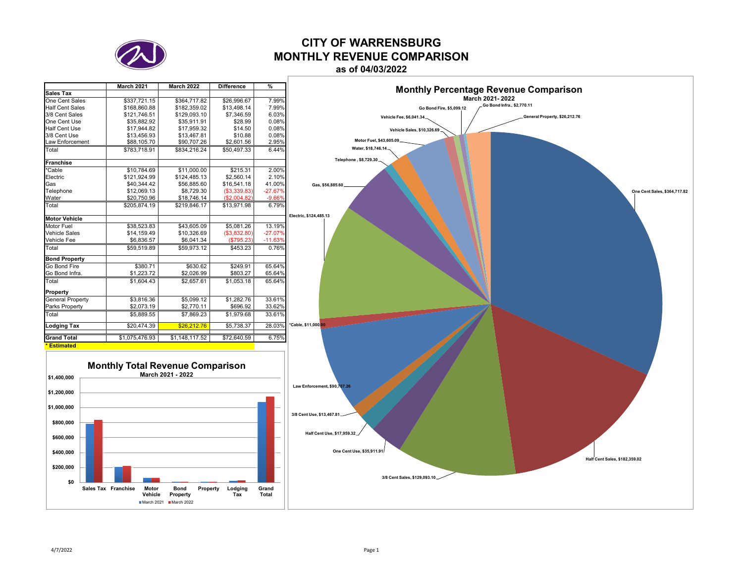# CITY OF WARRENSBURG
# MONTHLY REVENUE COMPARISON
### as of 04/03/2022

| | March 2021 | March 2022 | Difference | % |
|---|---|---|---|---|
| **Sales Tax** | | | | |
| One Cent Sales | $337,721.15 | $364,717.82 | $26,996.67 | 7.99% |
| Half Cent Sales | $168,860.88 | $182,359.02 | $13,498.14 | 7.99% |
| 3/8 Cent Sales | $121,746.51 | $129,093.10 | $7,346.59 | 6.03% |
| One Cent Use | $35,882.92 | $35,911.91 | $28.99 | 0.08% |
| Half Cent Use | $17,944.82 | $17,959.32 | $14.50 | 0.08% |
| 3/8 Cent Use | $13,456.93 | $13,467.81 | $10.88 | 0.08% |
| Law Enforcement | $88,105.70 | $90,707.26 | $2,601.56 | 2.95% |
| Total | $783,718.91 | $834,216.24 | $50,497.33 | 6.44% |
| **Franchise** | | | | |
| *Cable | $10,784.69 | $11,000.00 | $215.31 | 2.00% |
| Electric | $121,924.99 | $124,485.13 | $2,560.14 | 2.10% |
| Gas | $40,344.42 | $56,885.60 | $16,541.18 | 41.00% |
| Telephone | $12,069.13 | $8,729.30 | ($3,339.83) | -27.67% |
| Water | $20,750.96 | $18,746.14 | ($2,004.82) | -9.66% |
| Total | $205,874.19 | $219,846.17 | $13,971.98 | 6.79% |
| **Motor Vehicle** | | | | |
| Motor Fuel | $38,523.83 | $43,605.09 | $5,081.26 | 13.19% |
| Vehicle Sales | $14,159.49 | $10,326.69 | ($3,832.80) | -27.07% |
| Vehicle Fee | $6,836.57 | $6,041.34 | ($795.23) | -11.63% |
| Total | $59,519.89 | $59,973.12 | $453.23 | 0.76% |
| **Bond Property** | | | | |
| Go Bond Fire | $380.71 | $630.62 | $249.91 | 65.64% |
| Go Bond Infra. | $1,223.72 | $2,026.99 | $803.27 | 65.64% |
| Total | $1,604.43 | $2,657.61 | $1,053.18 | 65.64% |
| **Property** | | | | |
| General Property | $3,816.36 | $5,099.12 | $1,282.76 | 33.61% |
| Parks Property | $2,073.19 | $2,770.11 | $696.92 | 33.62% |
| Total | $5,889.55 | $7,869.23 | $1,979.68 | 33.61% |
| **Lodging Tax** | $20,474.39 | $26,212.76 | $5,738.37 | 28.03% |
| **Grand Total** | $1,075,476.93 | $1,148,117.52 | $72,640.59 | 6.75% |

**\* Estimated**

**Monthly Total Revenue Comparison**
March 2021 - 2022

**Monthly Percentage Revenue Comparison**
March 2021- 2022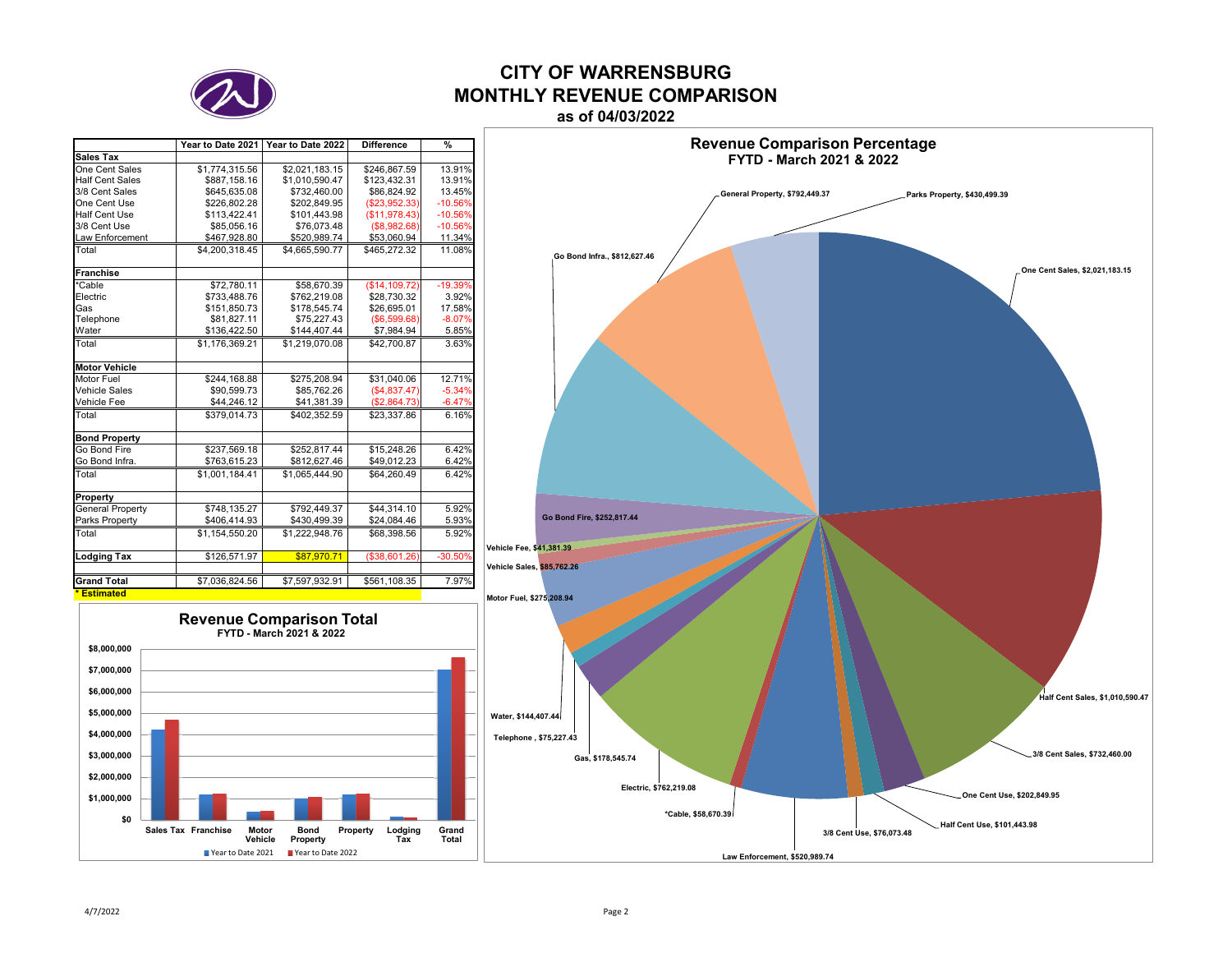# CITY OF WARRENSBURG
# MONTHLY REVENUE COMPARISON
### as of 04/03/2022

| | Year to Date 2021 | Year to Date 2022 | Difference | % |
|---|---|---|---|---|
| **Sales Tax** | | | | |
| One Cent Sales | $1,774,315.56 | $2,021,183.15 | $246,867.59 | 13.91% |
| Half Cent Sales | $887,158.16 | $1,010,590.47 | $123,432.31 | 13.91% |
| 3/8 Cent Sales | $645,635.08 | $732,460.00 | $86,824.92 | 13.45% |
| One Cent Use | $226,802.28 | $202,849.95 | ($23,952.33) | -10.56% |
| Half Cent Use | $113,422.41 | $101,443.98 | ($11,978.43) | -10.56% |
| 3/8 Cent Use | $85,056.16 | $76,073.48 | ($8,982.68) | -10.56% |
| Law Enforcement | $467,928.80 | $520,989.74 | $53,060.94 | 11.34% |
| Total | $4,200,318.45 | $4,665,590.77 | $465,272.32 | 11.08% |
| **Franchise** | | | | |
| *Cable | $72,780.11 | $58,670.39 | ($14,109.72) | -19.39% |
| Electric | $733,488.76 | $762,219.08 | $28,730.32 | 3.92% |
| Gas | $151,850.73 | $178,545.74 | $26,695.01 | 17.58% |
| Telephone | $81,827.11 | $75,227.43 | ($6,599.68) | -8.07% |
| Water | $136,422.50 | $144,407.44 | $7,984.94 | 5.85% |
| Total | $1,176,369.21 | $1,219,070.08 | $42,700.87 | 3.63% |
| **Motor Vehicle** | | | | |
| Motor Fuel | $244,168.88 | $275,208.94 | $31,040.06 | 12.71% |
| Vehicle Sales | $90,599.73 | $85,762.26 | ($4,837.47) | -5.34% |
| Vehicle Fee | $44,246.12 | $41,381.39 | ($2,864.73) | -6.47% |
| Total | $379,014.73 | $402,352.59 | $23,337.86 | 6.16% |
| **Bond Property** | | | | |
| Go Bond Fire | $237,569.18 | $252,817.44 | $15,248.26 | 6.42% |
| Go Bond Infra. | $763,615.23 | $812,627.46 | $49,012.23 | 6.42% |
| Total | $1,001,184.41 | $1,065,444.90 | $64,260.49 | 6.42% |
| **Property** | | | | |
| General Property | $748,135.27 | $792,449.37 | $44,314.10 | 5.92% |
| Parks Property | $406,414.93 | $430,499.39 | $24,084.46 | 5.93% |
| Total | $1,154,550.20 | $1,222,948.76 | $68,398.56 | 5.92% |
| **Lodging Tax** | $126,571.97 | $87,970.71 | ($38,601.26) | -30.50% |
| **Grand Total** | $7,036,824.56 | $7,597,932.91 | $561,108.35 | 7.97% |

**\* Estimated**

## Revenue Comparison Total
FYTD - March 2021 & 2022

| | Year to Date 2021 | Year to Date 2022 |
|---|---|---|
| Sales Tax | $4,200,318.45 | $4,665,590.77 |
| Franchise | $1,176,369.21 | $1,219,070.08 |
| Motor Vehicle | $379,014.73 | $402,352.59 |
| Bond Property | $1,001,184.41 | $1,065,444.90 |
| Property | $1,154,550.20 | $1,222,948.76 |
| Lodging Tax | $126,571.97 | $87,970.71 |
| Grand Total | $7,036,824.56 | $7,597,932.91 |

## Revenue Comparison Percentage
FYTD - March 2021 & 2022

- One Cent Sales, $2,021,183.15
- Half Cent Sales, $1,010,590.47
- 3/8 Cent Sales, $732,460.00
- One Cent Use, $202,849.95
- Half Cent Use, $101,443.98
- 3/8 Cent Use, $76,073.48
- Law Enforcement, $520,989.74
- *Cable, $58,670.39
- Electric, $762,219.08
- Gas, $178,545.74
- Telephone , $75,227.43
- Water, $144,407.44
- Motor Fuel, $275,208.94
- Vehicle Sales, $85,762.26
- Vehicle Fee, $41,381.39
- Go Bond Fire, $252,817.44
- Go Bond Infra., $812,627.46
- General Property, $792,449.37
- Parks Property, $430,499.39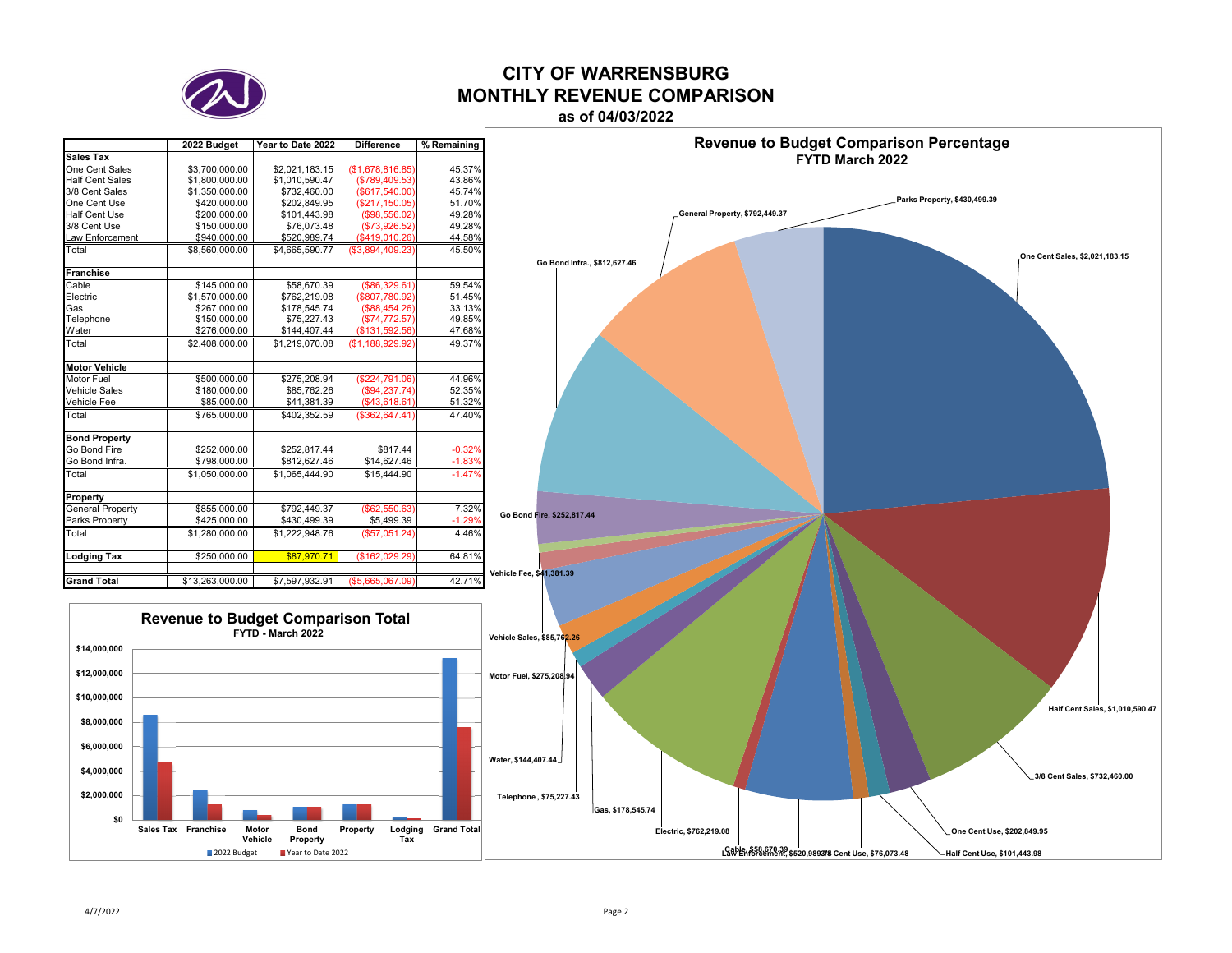# CITY OF WARRENSBURG
# MONTHLY REVENUE COMPARISON
### as of 04/03/2022

| | 2022 Budget | Year to Date 2022 | Difference | % Remaining |
|---|---|---|---|---|
| **Sales Tax** | | | | |
| One Cent Sales | $3,700,000.00 | $2,021,183.15 | ($1,678,816.85) | 45.37% |
| Half Cent Sales | $1,800,000.00 | $1,010,590.47 | ($789,409.53) | 43.86% |
| 3/8 Cent Sales | $1,350,000.00 | $732,460.00 | ($617,540.00) | 45.74% |
| One Cent Use | $420,000.00 | $202,849.95 | ($217,150.05) | 51.70% |
| Half Cent Use | $200,000.00 | $101,443.98 | ($98,556.02) | 49.28% |
| 3/8 Cent Use | $150,000.00 | $76,073.48 | ($73,926.52) | 49.28% |
| Law Enforcement | $940,000.00 | $520,989.74 | ($419,010.26) | 44.58% |
| Total | $8,560,000.00 | $4,665,590.77 | ($3,894,409.23) | 45.50% |
| **Franchise** | | | | |
| Cable | $145,000.00 | $58,670.39 | ($86,329.61) | 59.54% |
| Electric | $1,570,000.00 | $762,219.08 | ($807,780.92) | 51.45% |
| Gas | $267,000.00 | $178,545.74 | ($88,454.26) | 33.13% |
| Telephone | $150,000.00 | $75,227.43 | ($74,772.57) | 49.85% |
| Water | $276,000.00 | $144,407.44 | ($131,592.56) | 47.68% |
| Total | $2,408,000.00 | $1,219,070.08 | ($1,188,929.92) | 49.37% |
| **Motor Vehicle** | | | | |
| Motor Fuel | $500,000.00 | $275,208.94 | ($224,791.06) | 44.96% |
| Vehicle Sales | $180,000.00 | $85,762.26 | ($94,237.74) | 52.35% |
| Vehicle Fee | $85,000.00 | $41,381.39 | ($43,618.61) | 51.32% |
| Total | $765,000.00 | $402,352.59 | ($362,647.41) | 47.40% |
| **Bond Property** | | | | |
| Go Bond Fire | $252,000.00 | $252,817.44 | $817.44 | -0.32% |
| Go Bond Infra. | $798,000.00 | $812,627.46 | $14,627.46 | -1.83% |
| Total | $1,050,000.00 | $1,065,444.90 | $15,444.90 | -1.47% |
| **Property** | | | | |
| General Property | $855,000.00 | $792,449.37 | ($62,550.63) | 7.32% |
| Parks Property | $425,000.00 | $430,499.39 | $5,499.39 | -1.29% |
| Total | $1,280,000.00 | $1,222,948.76 | ($57,051.24) | 4.46% |
| **Lodging Tax** | $250,000.00 | $87,970.71 | ($162,029.29) | 64.81% |
| **Grand Total** | $13,263,000.00 | $7,597,932.91 | ($5,665,067.09) | 42.71% |

**Revenue to Budget Comparison Total**
FYTD - March 2022

**Revenue to Budget Comparison Percentage**
FYTD March 2022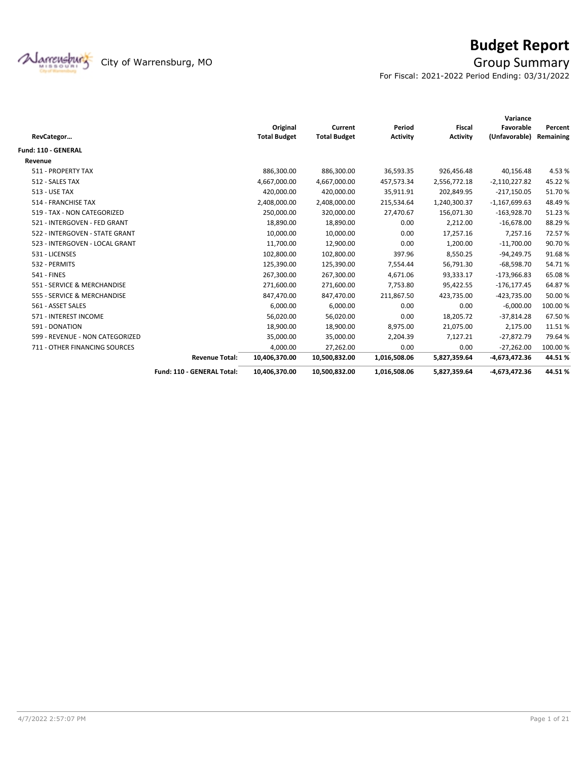# Budget Report

City of Warrensburg, MO

## Group Summary

For Fiscal: 2021-2022 Period Ending: 03/31/2022

| RevCategor… | Original Total Budget | Current Total Budget | Period Activity | Fiscal Activity | Variance Favorable (Unfavorable) | Percent Remaining |
|---|---|---|---|---|---|---|
| **Fund: 110 - GENERAL** | | | | | | |
| **Revenue** | | | | | | |
| 511 - PROPERTY TAX | 886,300.00 | 886,300.00 | 36,593.35 | 926,456.48 | 40,156.48 | 4.53 % |
| 512 - SALES TAX | 4,667,000.00 | 4,667,000.00 | 457,573.34 | 2,556,772.18 | -2,110,227.82 | 45.22 % |
| 513 - USE TAX | 420,000.00 | 420,000.00 | 35,911.91 | 202,849.95 | -217,150.05 | 51.70 % |
| 514 - FRANCHISE TAX | 2,408,000.00 | 2,408,000.00 | 215,534.64 | 1,240,300.37 | -1,167,699.63 | 48.49 % |
| 519 - TAX - NON CATEGORIZED | 250,000.00 | 320,000.00 | 27,470.67 | 156,071.30 | -163,928.70 | 51.23 % |
| 521 - INTERGOVEN - FED GRANT | 18,890.00 | 18,890.00 | 0.00 | 2,212.00 | -16,678.00 | 88.29 % |
| 522 - INTERGOVEN - STATE GRANT | 10,000.00 | 10,000.00 | 0.00 | 17,257.16 | 7,257.16 | 72.57 % |
| 523 - INTERGOVEN - LOCAL GRANT | 11,700.00 | 12,900.00 | 0.00 | 1,200.00 | -11,700.00 | 90.70 % |
| 531 - LICENSES | 102,800.00 | 102,800.00 | 397.96 | 8,550.25 | -94,249.75 | 91.68 % |
| 532 - PERMITS | 125,390.00 | 125,390.00 | 7,554.44 | 56,791.30 | -68,598.70 | 54.71 % |
| 541 - FINES | 267,300.00 | 267,300.00 | 4,671.06 | 93,333.17 | -173,966.83 | 65.08 % |
| 551 - SERVICE & MERCHANDISE | 271,600.00 | 271,600.00 | 7,753.80 | 95,422.55 | -176,177.45 | 64.87 % |
| 555 - SERVICE & MERCHANDISE | 847,470.00 | 847,470.00 | 211,867.50 | 423,735.00 | -423,735.00 | 50.00 % |
| 561 - ASSET SALES | 6,000.00 | 6,000.00 | 0.00 | 0.00 | -6,000.00 | 100.00 % |
| 571 - INTEREST INCOME | 56,020.00 | 56,020.00 | 0.00 | 18,205.72 | -37,814.28 | 67.50 % |
| 591 - DONATION | 18,900.00 | 18,900.00 | 8,975.00 | 21,075.00 | 2,175.00 | 11.51 % |
| 599 - REVENUE - NON CATEGORIZED | 35,000.00 | 35,000.00 | 2,204.39 | 7,127.21 | -27,872.79 | 79.64 % |
| 711 - OTHER FINANCING SOURCES | 4,000.00 | 27,262.00 | 0.00 | 0.00 | -27,262.00 | 100.00 % |
| **Revenue Total:** | **10,406,370.00** | **10,500,832.00** | **1,016,508.06** | **5,827,359.64** | **-4,673,472.36** | **44.51 %** |
| **Fund: 110 - GENERAL Total:** | **10,406,370.00** | **10,500,832.00** | **1,016,508.06** | **5,827,359.64** | **-4,673,472.36** | **44.51 %** |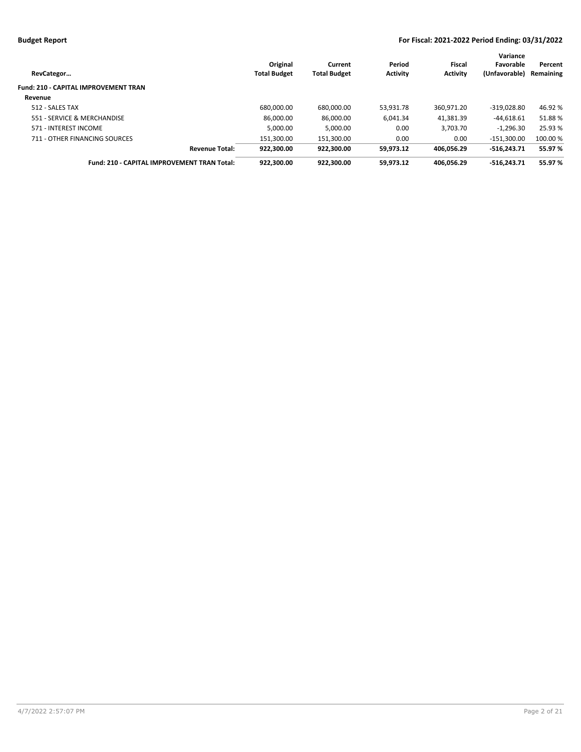| RevCategor… | Original Total Budget | Current Total Budget | Period Activity | Fiscal Activity | Variance Favorable (Unfavorable) | Percent Remaining |
|---|---|---|---|---|---|---|
| **Fund: 210 - CAPITAL IMPROVEMENT TRAN** | | | | | | |
| **Revenue** | | | | | | |
| 512 - SALES TAX | 680,000.00 | 680,000.00 | 53,931.78 | 360,971.20 | -319,028.80 | 46.92 % |
| 551 - SERVICE & MERCHANDISE | 86,000.00 | 86,000.00 | 6,041.34 | 41,381.39 | -44,618.61 | 51.88 % |
| 571 - INTEREST INCOME | 5,000.00 | 5,000.00 | 0.00 | 3,703.70 | -1,296.30 | 25.93 % |
| 711 - OTHER FINANCING SOURCES | 151,300.00 | 151,300.00 | 0.00 | 0.00 | -151,300.00 | 100.00 % |
| **Revenue Total:** | **922,300.00** | **922,300.00** | **59,973.12** | **406,056.29** | **-516,243.71** | **55.97 %** |
| **Fund: 210 - CAPITAL IMPROVEMENT TRAN Total:** | **922,300.00** | **922,300.00** | **59,973.12** | **406,056.29** | **-516,243.71** | **55.97 %** |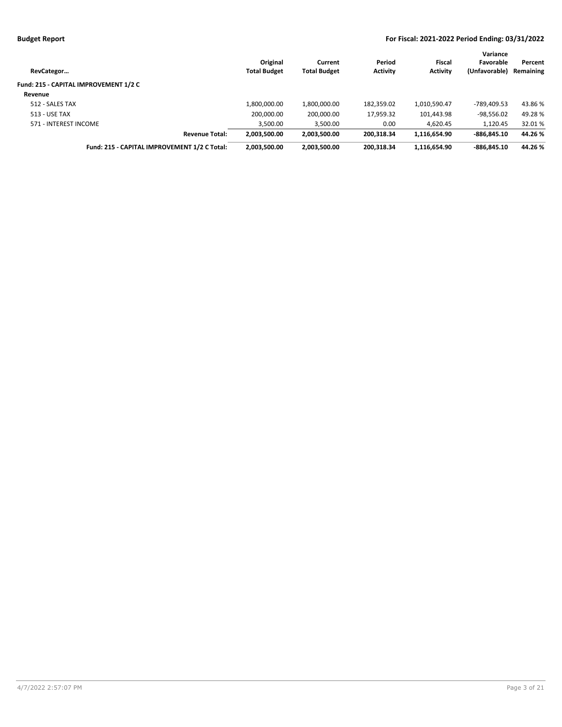| RevCategor… | Original Total Budget | Current Total Budget | Period Activity | Fiscal Activity | Variance Favorable (Unfavorable) | Percent Remaining |
|---|---|---|---|---|---|---|
| **Fund: 215 - CAPITAL IMPROVEMENT 1/2 C** | | | | | | |
| **Revenue** | | | | | | |
| 512 - SALES TAX | 1,800,000.00 | 1,800,000.00 | 182,359.02 | 1,010,590.47 | -789,409.53 | 43.86 % |
| 513 - USE TAX | 200,000.00 | 200,000.00 | 17,959.32 | 101,443.98 | -98,556.02 | 49.28 % |
| 571 - INTEREST INCOME | 3,500.00 | 3,500.00 | 0.00 | 4,620.45 | 1,120.45 | 32.01 % |
| **Revenue Total:** | **2,003,500.00** | **2,003,500.00** | **200,318.34** | **1,116,654.90** | **-886,845.10** | **44.26 %** |
| **Fund: 215 - CAPITAL IMPROVEMENT 1/2 C Total:** | **2,003,500.00** | **2,003,500.00** | **200,318.34** | **1,116,654.90** | **-886,845.10** | **44.26 %** |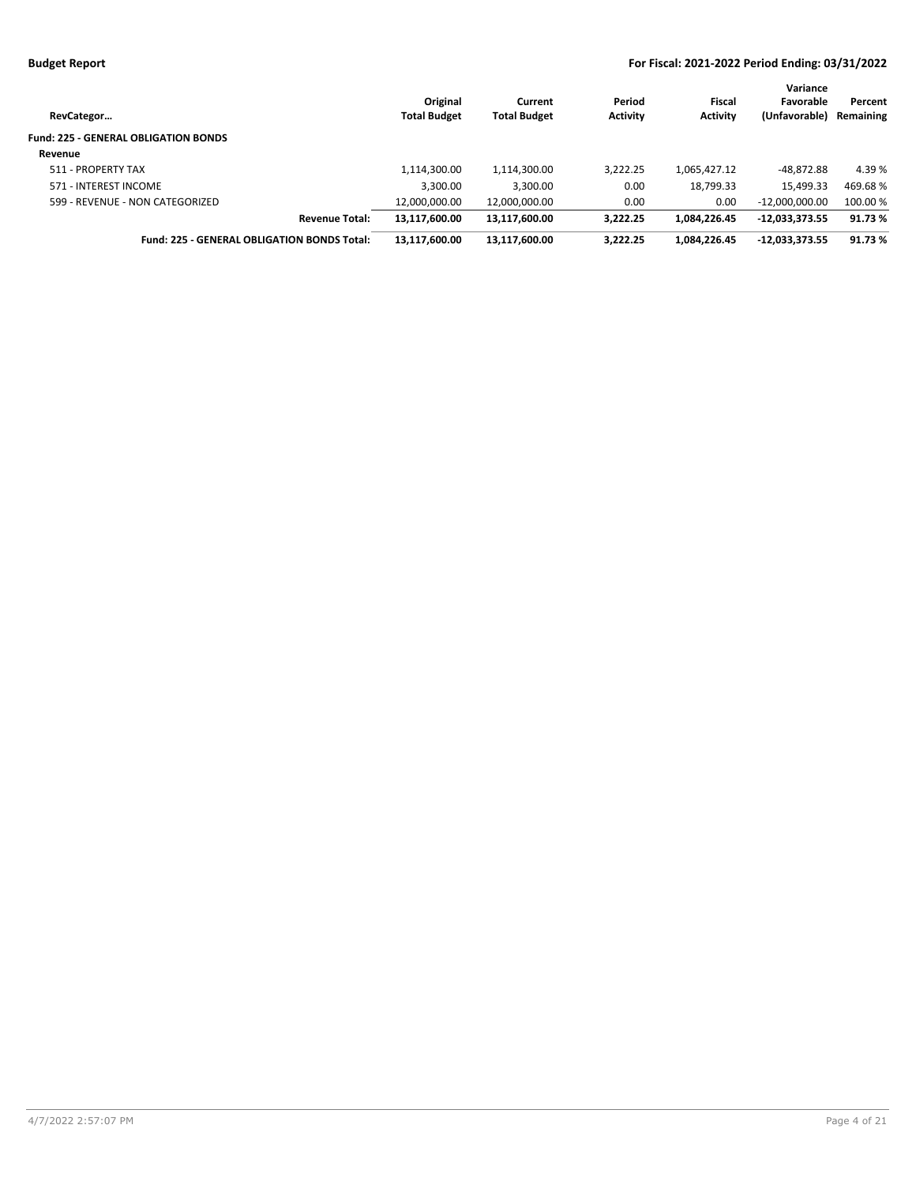**Budget Report**

**For Fiscal: 2021-2022 Period Ending: 03/31/2022**

| RevCategor… | Original Total Budget | Current Total Budget | Period Activity | Fiscal Activity | Variance Favorable (Unfavorable) | Percent Remaining |
|---|---|---|---|---|---|---|
| **Fund: 225 - GENERAL OBLIGATION BONDS** | | | | | | |
| **Revenue** | | | | | | |
| 511 - PROPERTY TAX | 1,114,300.00 | 1,114,300.00 | 3,222.25 | 1,065,427.12 | -48,872.88 | 4.39 % |
| 571 - INTEREST INCOME | 3,300.00 | 3,300.00 | 0.00 | 18,799.33 | 15,499.33 | 469.68 % |
| 599 - REVENUE - NON CATEGORIZED | 12,000,000.00 | 12,000,000.00 | 0.00 | 0.00 | -12,000,000.00 | 100.00 % |
| **Revenue Total:** | **13,117,600.00** | **13,117,600.00** | **3,222.25** | **1,084,226.45** | **-12,033,373.55** | **91.73 %** |
| **Fund: 225 - GENERAL OBLIGATION BONDS Total:** | **13,117,600.00** | **13,117,600.00** | **3,222.25** | **1,084,226.45** | **-12,033,373.55** | **91.73 %** |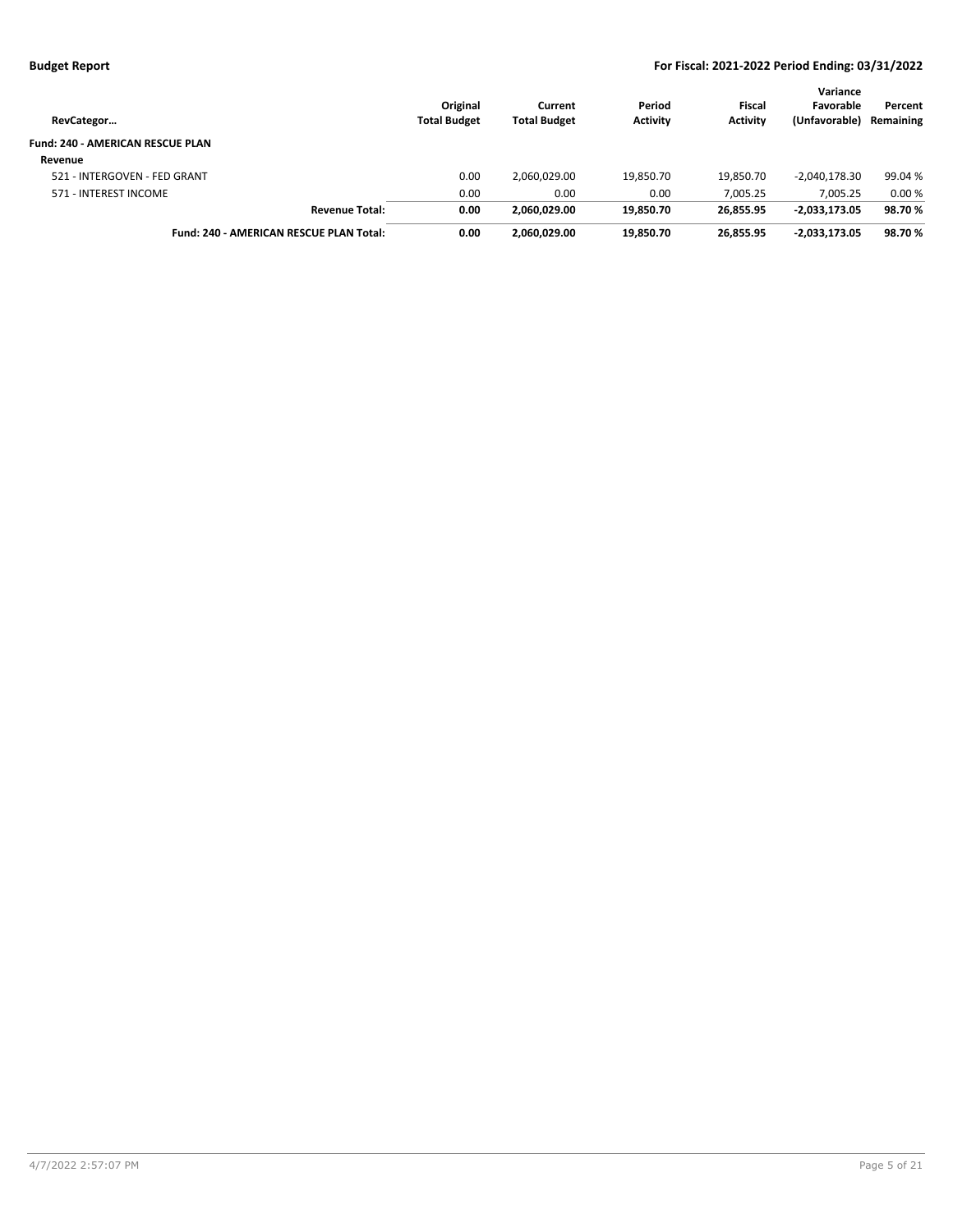| RevCategor… | Original Total Budget | Current Total Budget | Period Activity | Fiscal Activity | Variance Favorable (Unfavorable) | Percent Remaining |
|---|---|---|---|---|---|---|
| **Fund: 240 - AMERICAN RESCUE PLAN** | | | | | | |
| **Revenue** | | | | | | |
| 521 - INTERGOVEN - FED GRANT | 0.00 | 2,060,029.00 | 19,850.70 | 19,850.70 | -2,040,178.30 | 99.04 % |
| 571 - INTEREST INCOME | 0.00 | 0.00 | 0.00 | 7,005.25 | 7,005.25 | 0.00 % |
| **Revenue Total:** | **0.00** | **2,060,029.00** | **19,850.70** | **26,855.95** | **-2,033,173.05** | **98.70 %** |
| **Fund: 240 - AMERICAN RESCUE PLAN Total:** | **0.00** | **2,060,029.00** | **19,850.70** | **26,855.95** | **-2,033,173.05** | **98.70 %** |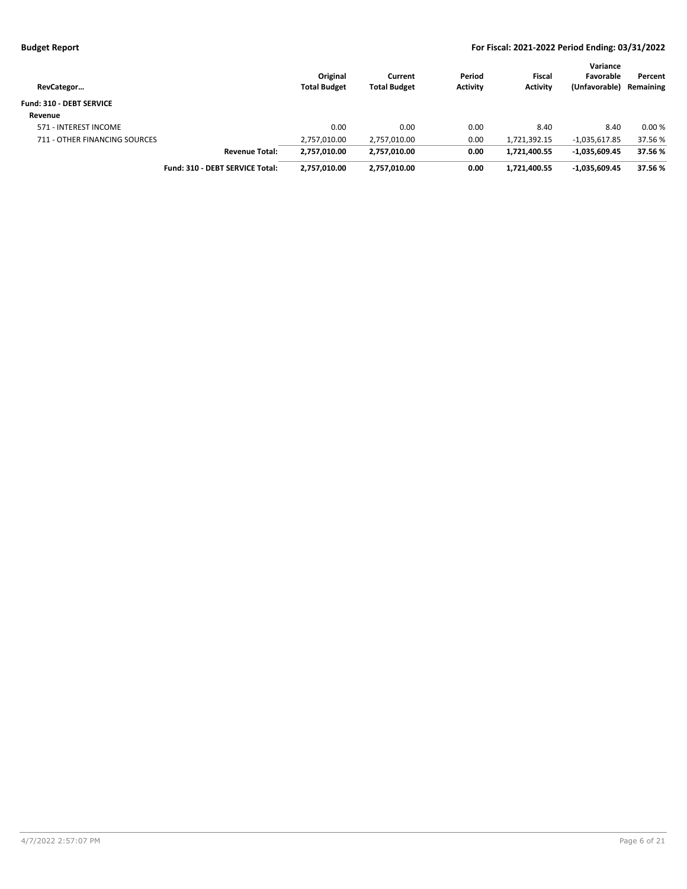| RevCategor… | Original Total Budget | Current Total Budget | Period Activity | Fiscal Activity | Variance Favorable (Unfavorable) | Percent Remaining |
|---|---|---|---|---|---|---|
| **Fund: 310 - DEBT SERVICE** | | | | | | |
| **Revenue** | | | | | | |
| 571 - INTEREST INCOME | 0.00 | 0.00 | 0.00 | 8.40 | 8.40 | 0.00 % |
| 711 - OTHER FINANCING SOURCES | 2,757,010.00 | 2,757,010.00 | 0.00 | 1,721,392.15 | -1,035,617.85 | 37.56 % |
| **Revenue Total:** | **2,757,010.00** | **2,757,010.00** | **0.00** | **1,721,400.55** | **-1,035,609.45** | **37.56 %** |
| **Fund: 310 - DEBT SERVICE Total:** | **2,757,010.00** | **2,757,010.00** | **0.00** | **1,721,400.55** | **-1,035,609.45** | **37.56 %** |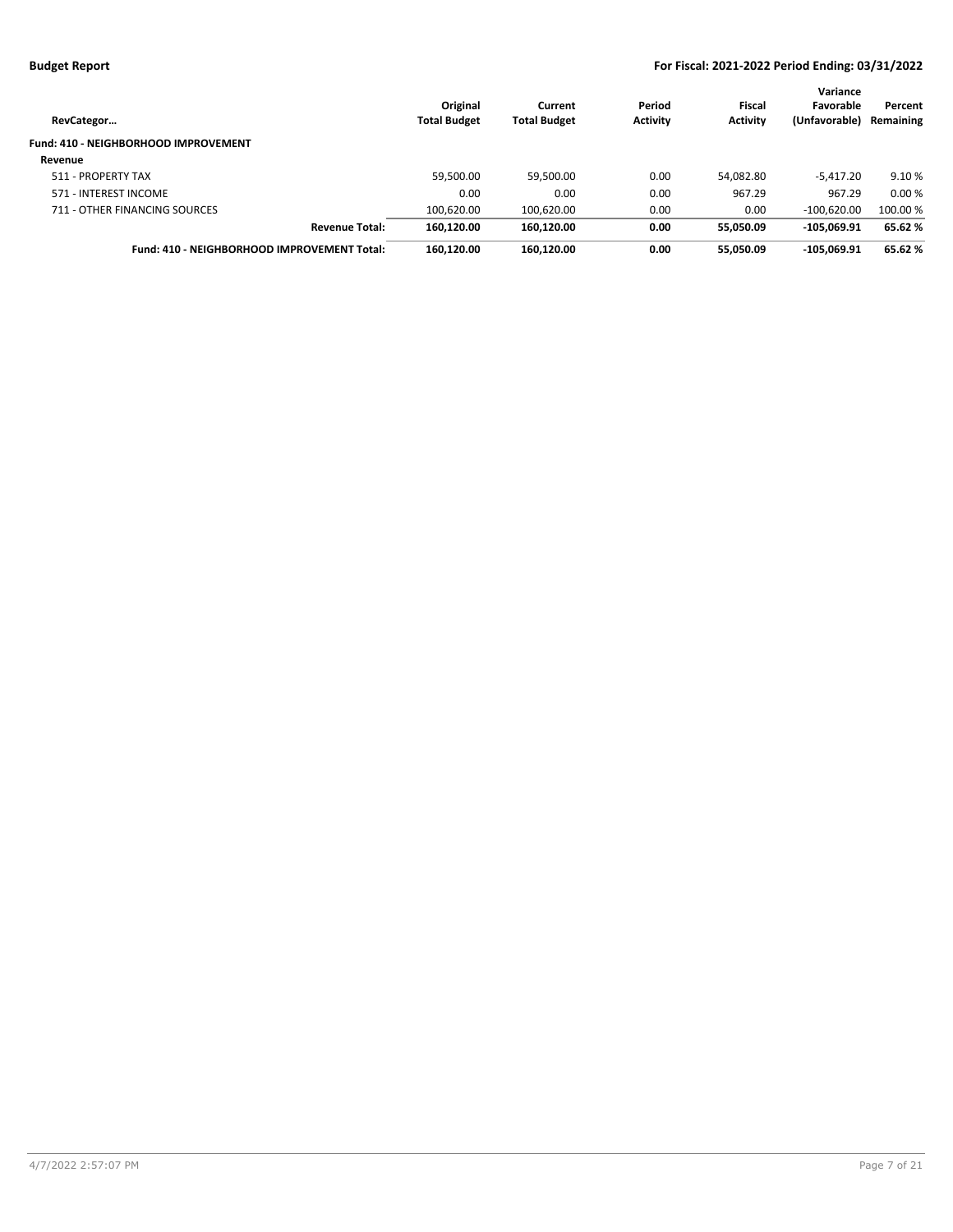**Budget Report**

**For Fiscal: 2021-2022 Period Ending: 03/31/2022**

| RevCategor… | Original Total Budget | Current Total Budget | Period Activity | Fiscal Activity | Variance Favorable (Unfavorable) | Percent Remaining |
|---|---|---|---|---|---|---|
| **Fund: 410 - NEIGHBORHOOD IMPROVEMENT** | | | | | | |
| **Revenue** | | | | | | |
| 511 - PROPERTY TAX | 59,500.00 | 59,500.00 | 0.00 | 54,082.80 | -5,417.20 | 9.10 % |
| 571 - INTEREST INCOME | 0.00 | 0.00 | 0.00 | 967.29 | 967.29 | 0.00 % |
| 711 - OTHER FINANCING SOURCES | 100,620.00 | 100,620.00 | 0.00 | 0.00 | -100,620.00 | 100.00 % |
| **Revenue Total:** | **160,120.00** | **160,120.00** | **0.00** | **55,050.09** | **-105,069.91** | **65.62 %** |
| **Fund: 410 - NEIGHBORHOOD IMPROVEMENT Total:** | **160,120.00** | **160,120.00** | **0.00** | **55,050.09** | **-105,069.91** | **65.62 %** |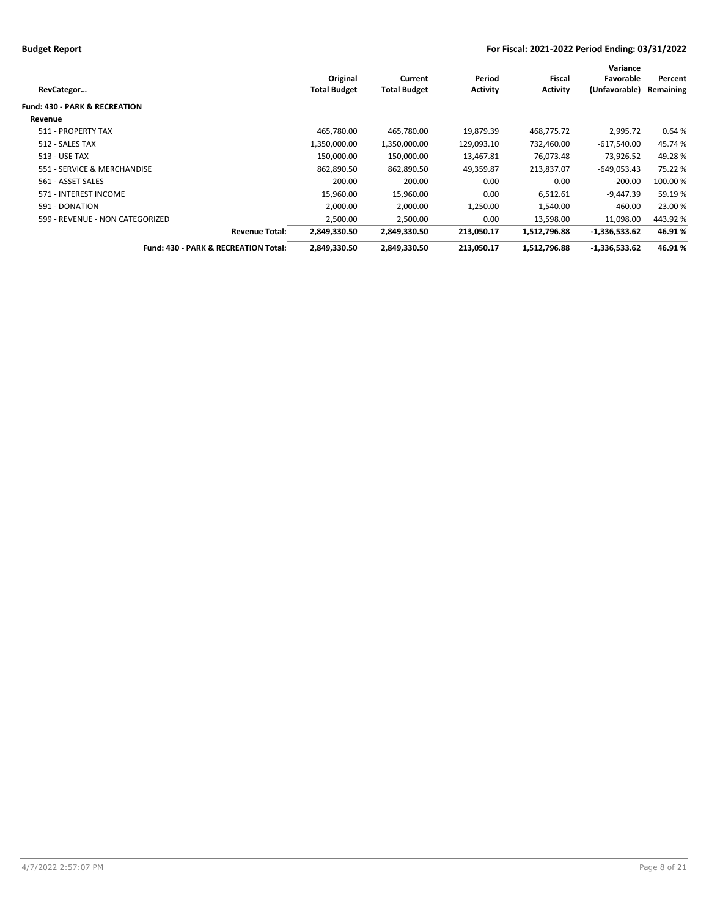**Budget Report** **For Fiscal: 2021-2022 Period Ending: 03/31/2022**

| RevCategor… | Original Total Budget | Current Total Budget | Period Activity | Fiscal Activity | Variance Favorable (Unfavorable) | Percent Remaining |
|---|---|---|---|---|---|---|
| **Fund: 430 - PARK & RECREATION** | | | | | | |
| **Revenue** | | | | | | |
| 511 - PROPERTY TAX | 465,780.00 | 465,780.00 | 19,879.39 | 468,775.72 | 2,995.72 | 0.64 % |
| 512 - SALES TAX | 1,350,000.00 | 1,350,000.00 | 129,093.10 | 732,460.00 | -617,540.00 | 45.74 % |
| 513 - USE TAX | 150,000.00 | 150,000.00 | 13,467.81 | 76,073.48 | -73,926.52 | 49.28 % |
| 551 - SERVICE & MERCHANDISE | 862,890.50 | 862,890.50 | 49,359.87 | 213,837.07 | -649,053.43 | 75.22 % |
| 561 - ASSET SALES | 200.00 | 200.00 | 0.00 | 0.00 | -200.00 | 100.00 % |
| 571 - INTEREST INCOME | 15,960.00 | 15,960.00 | 0.00 | 6,512.61 | -9,447.39 | 59.19 % |
| 591 - DONATION | 2,000.00 | 2,000.00 | 1,250.00 | 1,540.00 | -460.00 | 23.00 % |
| 599 - REVENUE - NON CATEGORIZED | 2,500.00 | 2,500.00 | 0.00 | 13,598.00 | 11,098.00 | 443.92 % |
| **Revenue Total:** | **2,849,330.50** | **2,849,330.50** | **213,050.17** | **1,512,796.88** | **-1,336,533.62** | **46.91 %** |
| **Fund: 430 - PARK & RECREATION Total:** | **2,849,330.50** | **2,849,330.50** | **213,050.17** | **1,512,796.88** | **-1,336,533.62** | **46.91 %** |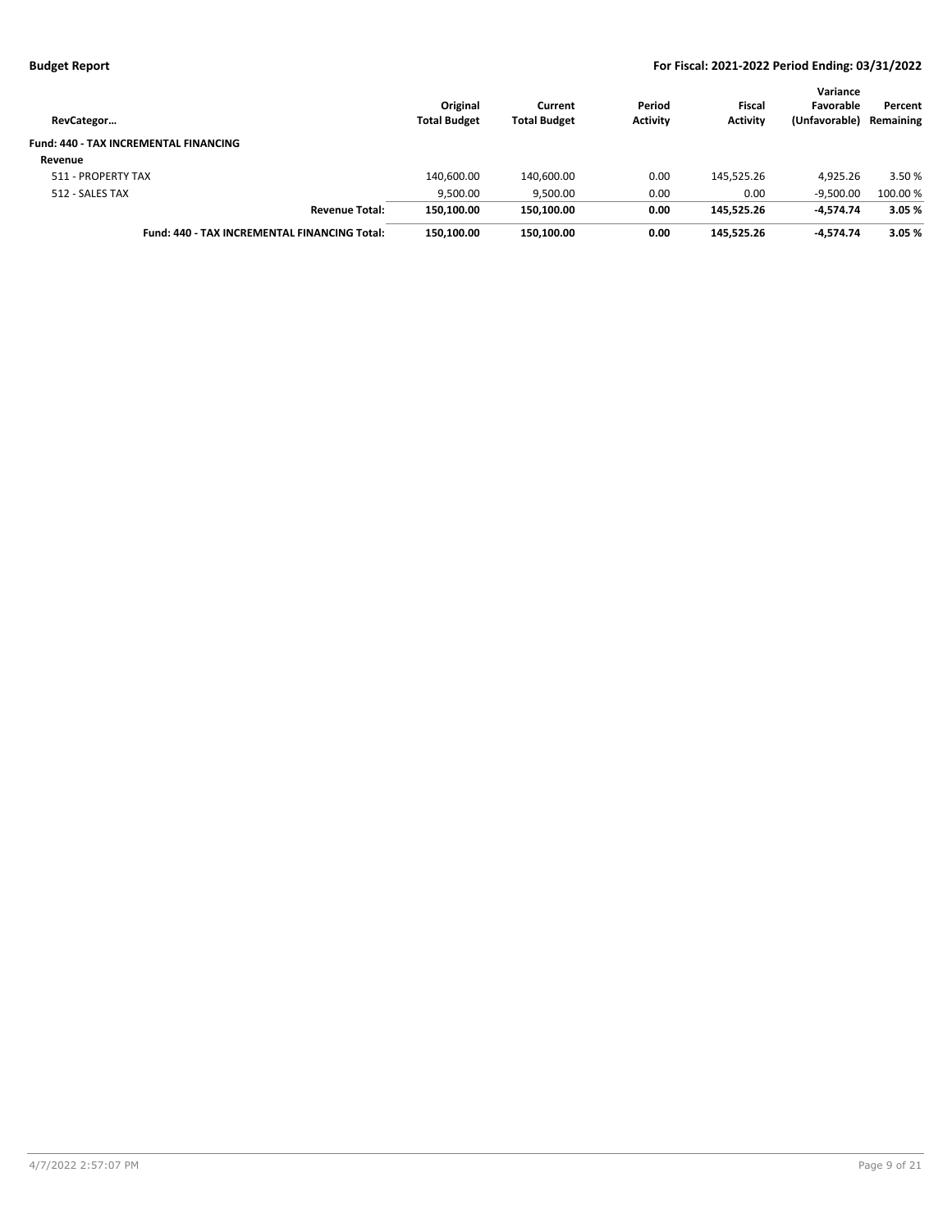| RevCategor… | Original Total Budget | Current Total Budget | Period Activity | Fiscal Activity | Variance Favorable (Unfavorable) | Percent Remaining |
|---|---|---|---|---|---|---|
| **Fund: 440 - TAX INCREMENTAL FINANCING** | | | | | | |
| **Revenue** | | | | | | |
| 511 - PROPERTY TAX | 140,600.00 | 140,600.00 | 0.00 | 145,525.26 | 4,925.26 | 3.50 % |
| 512 - SALES TAX | 9,500.00 | 9,500.00 | 0.00 | 0.00 | -9,500.00 | 100.00 % |
| **Revenue Total:** | **150,100.00** | **150,100.00** | **0.00** | **145,525.26** | **-4,574.74** | **3.05 %** |
| **Fund: 440 - TAX INCREMENTAL FINANCING Total:** | **150,100.00** | **150,100.00** | **0.00** | **145,525.26** | **-4,574.74** | **3.05 %** |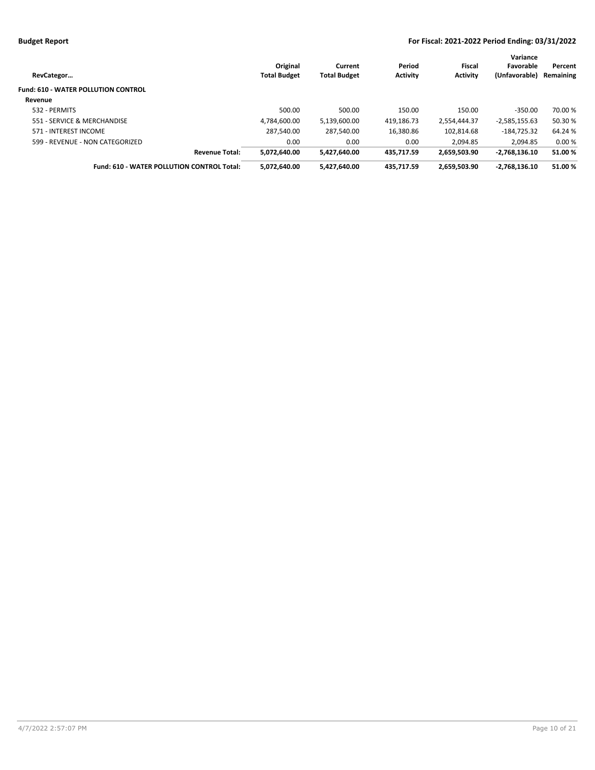| RevCategor… | Original Total Budget | Current Total Budget | Period Activity | Fiscal Activity | Variance Favorable (Unfavorable) | Percent Remaining |
|---|---|---|---|---|---|---|
| **Fund: 610 - WATER POLLUTION CONTROL** | | | | | | |
| **Revenue** | | | | | | |
| 532 - PERMITS | 500.00 | 500.00 | 150.00 | 150.00 | -350.00 | 70.00 % |
| 551 - SERVICE & MERCHANDISE | 4,784,600.00 | 5,139,600.00 | 419,186.73 | 2,554,444.37 | -2,585,155.63 | 50.30 % |
| 571 - INTEREST INCOME | 287,540.00 | 287,540.00 | 16,380.86 | 102,814.68 | -184,725.32 | 64.24 % |
| 599 - REVENUE - NON CATEGORIZED | 0.00 | 0.00 | 0.00 | 2,094.85 | 2,094.85 | 0.00 % |
| **Revenue Total:** | **5,072,640.00** | **5,427,640.00** | **435,717.59** | **2,659,503.90** | **-2,768,136.10** | **51.00 %** |
| **Fund: 610 - WATER POLLUTION CONTROL Total:** | **5,072,640.00** | **5,427,640.00** | **435,717.59** | **2,659,503.90** | **-2,768,136.10** | **51.00 %** |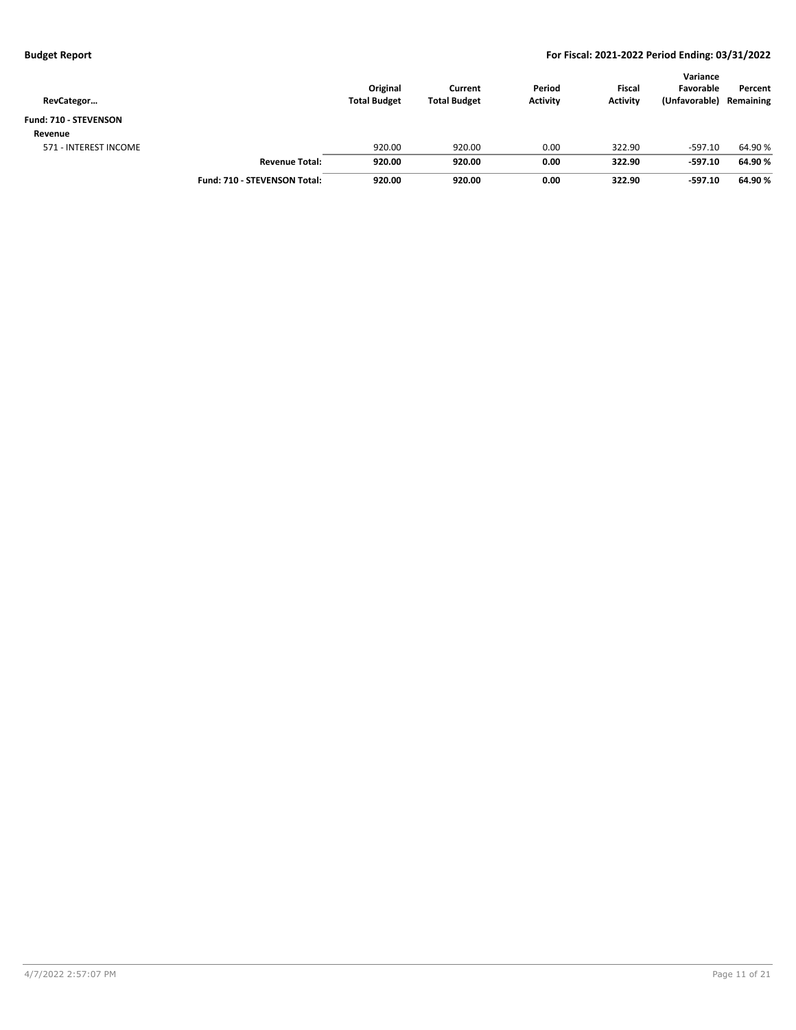| RevCategor… | | Original Total Budget | Current Total Budget | Period Activity | Fiscal Activity | Variance Favorable (Unfavorable) | Percent Remaining |
|---|---|---|---|---|---|---|---|
| **Fund: 710 - STEVENSON** | | | | | | | |
| **Revenue** | | | | | | | |
| 571 - INTEREST INCOME | | 920.00 | 920.00 | 0.00 | 322.90 | -597.10 | 64.90 % |
| | **Revenue Total:** | **920.00** | **920.00** | **0.00** | **322.90** | **-597.10** | **64.90 %** |
| | **Fund: 710 - STEVENSON Total:** | **920.00** | **920.00** | **0.00** | **322.90** | **-597.10** | **64.90 %** |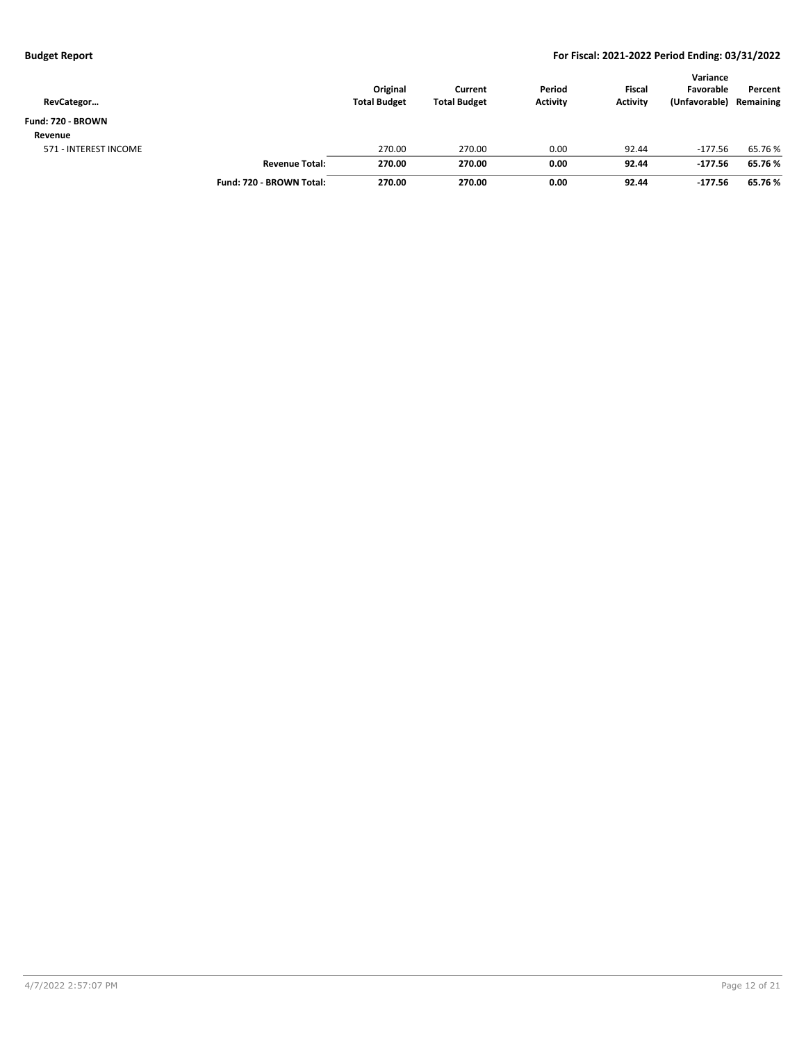**Budget Report**

**For Fiscal: 2021-2022 Period Ending: 03/31/2022**

| RevCategor… | | Original Total Budget | Current Total Budget | Period Activity | Fiscal Activity | Variance Favorable (Unfavorable) | Percent Remaining |
|---|---|---|---|---|---|---|---|
| **Fund: 720 - BROWN** | | | | | | | |
| **Revenue** | | | | | | | |
| 571 - INTEREST INCOME | | 270.00 | 270.00 | 0.00 | 92.44 | -177.56 | 65.76 % |
| | **Revenue Total:** | **270.00** | **270.00** | **0.00** | **92.44** | **-177.56** | **65.76 %** |
| | **Fund: 720 - BROWN Total:** | **270.00** | **270.00** | **0.00** | **92.44** | **-177.56** | **65.76 %** |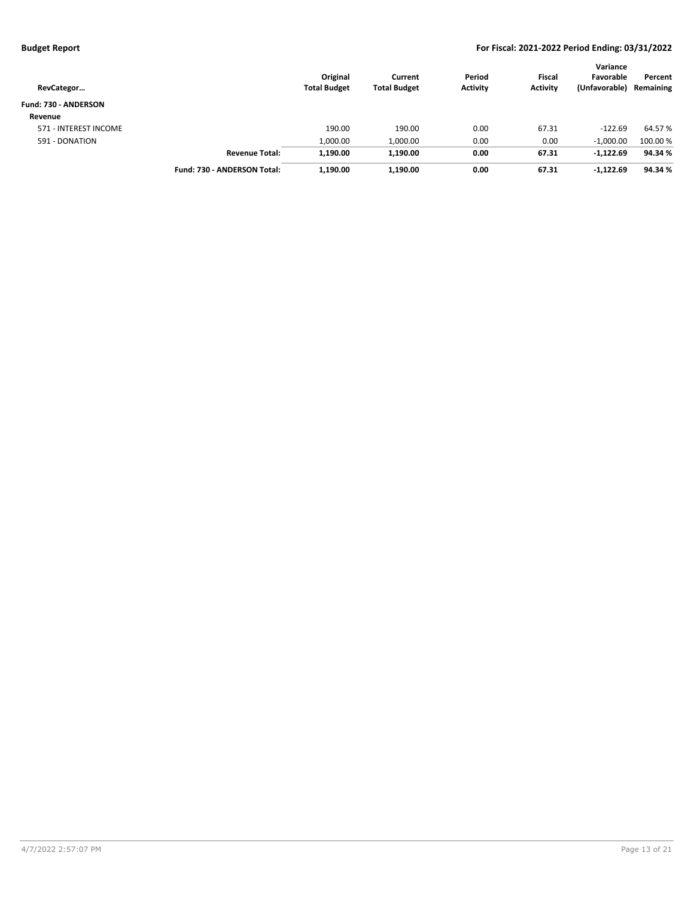| RevCategor… | | Original Total Budget | Current Total Budget | Period Activity | Fiscal Activity | Variance Favorable (Unfavorable) | Percent Remaining |
|---|---|---|---|---|---|---|---|
| **Fund: 730 - ANDERSON** | | | | | | | |
| **Revenue** | | | | | | | |
| 571 - INTEREST INCOME | | 190.00 | 190.00 | 0.00 | 67.31 | -122.69 | 64.57 % |
| 591 - DONATION | | 1,000.00 | 1,000.00 | 0.00 | 0.00 | -1,000.00 | 100.00 % |
| | **Revenue Total:** | **1,190.00** | **1,190.00** | **0.00** | **67.31** | **-1,122.69** | **94.34 %** |
| | **Fund: 730 - ANDERSON Total:** | **1,190.00** | **1,190.00** | **0.00** | **67.31** | **-1,122.69** | **94.34 %** |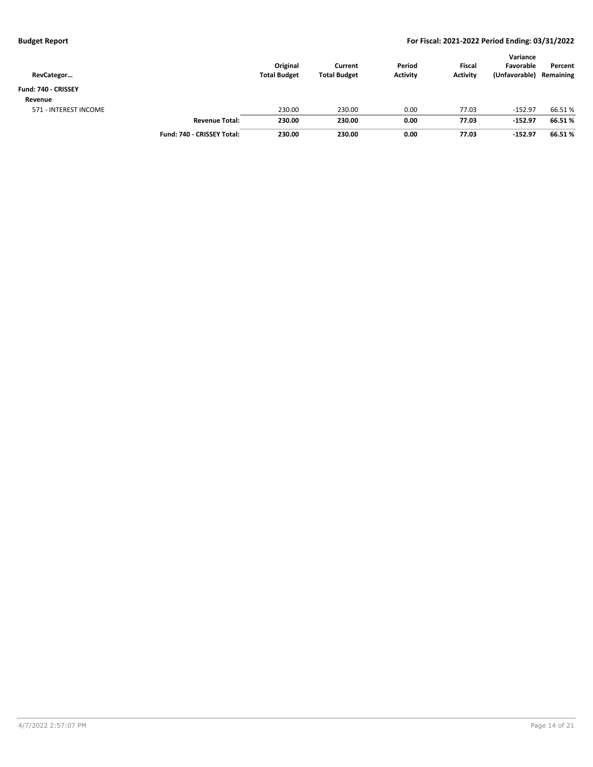| RevCategor… | | Original Total Budget | Current Total Budget | Period Activity | Fiscal Activity | Variance Favorable (Unfavorable) | Percent Remaining |
|---|---|---|---|---|---|---|---|
| **Fund: 740 - CRISSEY** | | | | | | | |
| **Revenue** | | | | | | | |
| 571 - INTEREST INCOME | | 230.00 | 230.00 | 0.00 | 77.03 | -152.97 | 66.51 % |
| | **Revenue Total:** | **230.00** | **230.00** | **0.00** | **77.03** | **-152.97** | **66.51 %** |
| | **Fund: 740 - CRISSEY Total:** | **230.00** | **230.00** | **0.00** | **77.03** | **-152.97** | **66.51 %** |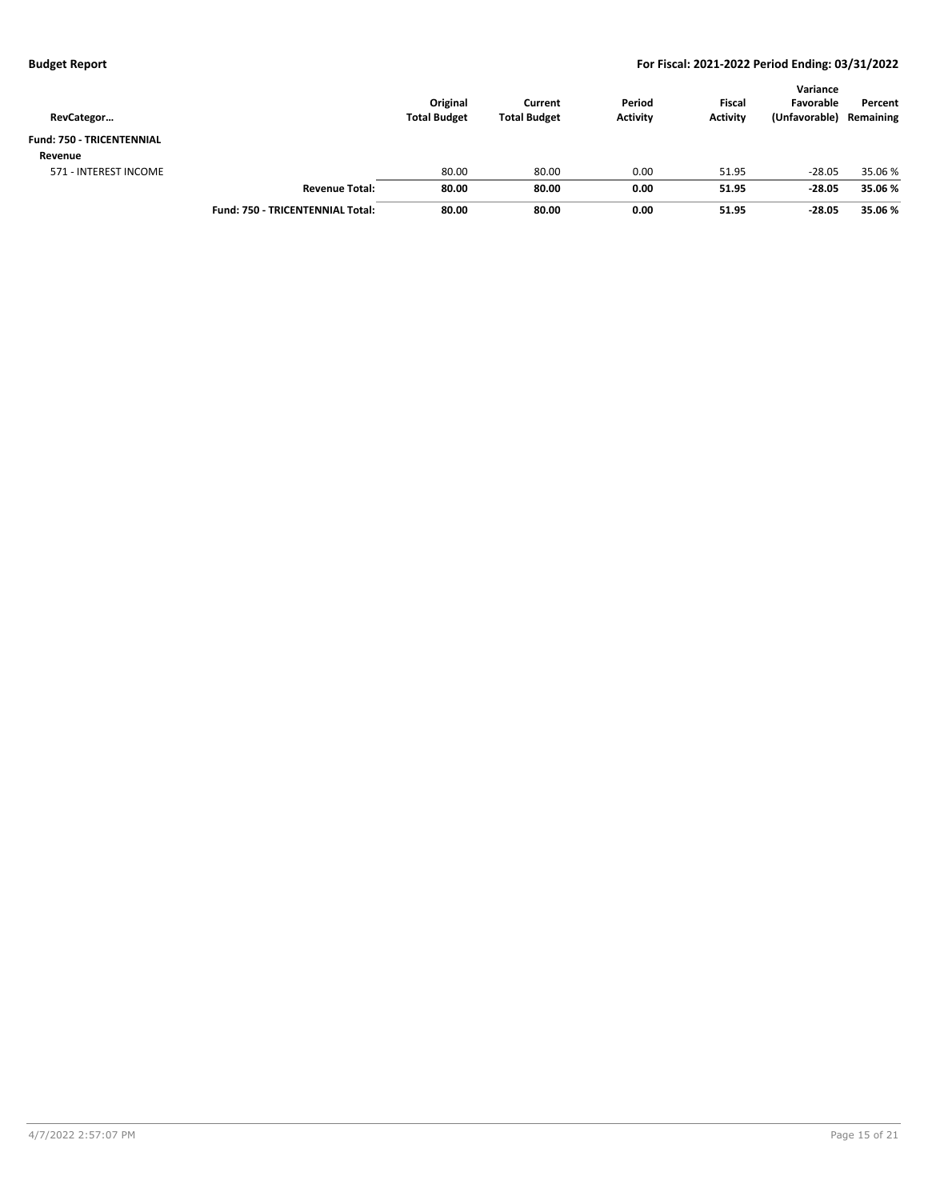| RevCategor… | | Original Total Budget | Current Total Budget | Period Activity | Fiscal Activity | Variance Favorable (Unfavorable) | Percent Remaining |
|---|---|---|---|---|---|---|---|
| **Fund: 750 - TRICENTENNIAL** | | | | | | | |
| **Revenue** | | | | | | | |
| 571 - INTEREST INCOME | | 80.00 | 80.00 | 0.00 | 51.95 | -28.05 | 35.06 % |
| | **Revenue Total:** | **80.00** | **80.00** | **0.00** | **51.95** | **-28.05** | **35.06 %** |
| | **Fund: 750 - TRICENTENNIAL Total:** | **80.00** | **80.00** | **0.00** | **51.95** | **-28.05** | **35.06 %** |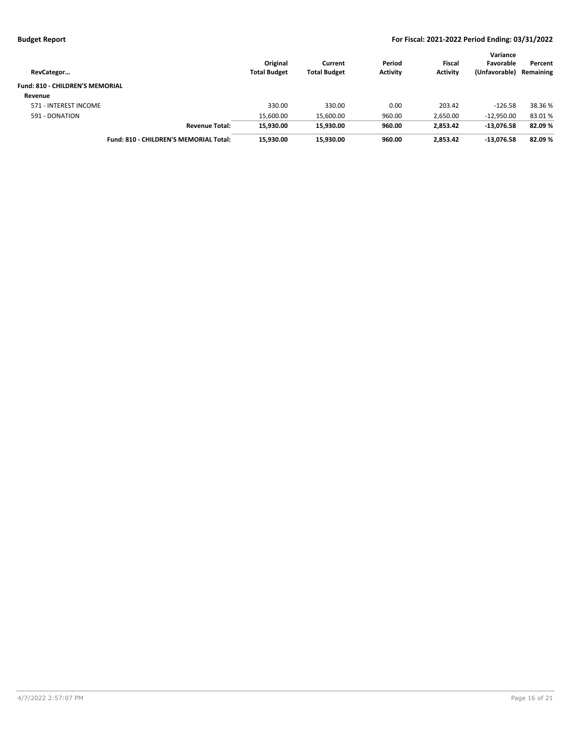| RevCategor… | Original Total Budget | Current Total Budget | Period Activity | Fiscal Activity | Variance Favorable (Unfavorable) | Percent Remaining |
|---|---|---|---|---|---|---|
| **Fund: 810 - CHILDREN'S MEMORIAL** | | | | | | |
| **Revenue** | | | | | | |
| 571 - INTEREST INCOME | 330.00 | 330.00 | 0.00 | 203.42 | -126.58 | 38.36 % |
| 591 - DONATION | 15,600.00 | 15,600.00 | 960.00 | 2,650.00 | -12,950.00 | 83.01 % |
| **Revenue Total:** | **15,930.00** | **15,930.00** | **960.00** | **2,853.42** | **-13,076.58** | **82.09 %** |
| **Fund: 810 - CHILDREN'S MEMORIAL Total:** | **15,930.00** | **15,930.00** | **960.00** | **2,853.42** | **-13,076.58** | **82.09 %** |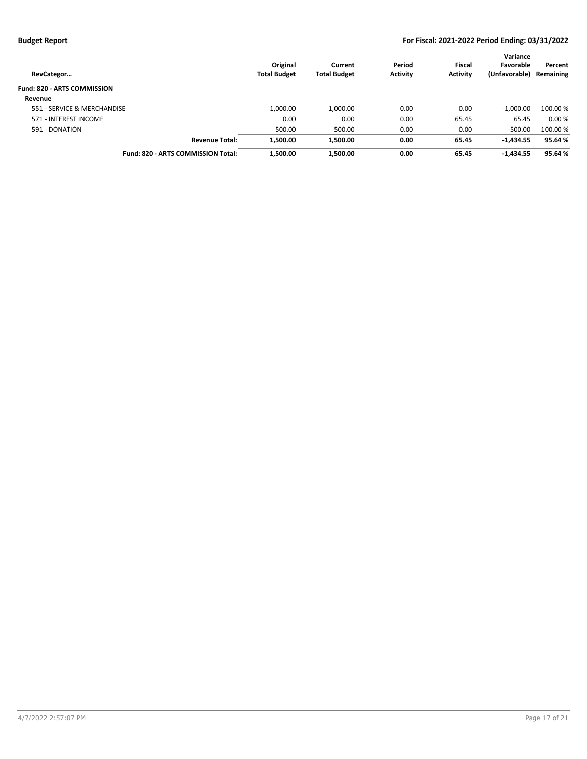**Budget Report** **For Fiscal: 2021-2022 Period Ending: 03/31/2022**

| RevCategor… | Original Total Budget | Current Total Budget | Period Activity | Fiscal Activity | Variance Favorable (Unfavorable) | Percent Remaining |
|---|---|---|---|---|---|---|
| **Fund: 820 - ARTS COMMISSION** | | | | | | |
| **Revenue** | | | | | | |
| 551 - SERVICE & MERCHANDISE | 1,000.00 | 1,000.00 | 0.00 | 0.00 | -1,000.00 | 100.00 % |
| 571 - INTEREST INCOME | 0.00 | 0.00 | 0.00 | 65.45 | 65.45 | 0.00 % |
| 591 - DONATION | 500.00 | 500.00 | 0.00 | 0.00 | -500.00 | 100.00 % |
| **Revenue Total:** | **1,500.00** | **1,500.00** | **0.00** | **65.45** | **-1,434.55** | **95.64 %** |
| **Fund: 820 - ARTS COMMISSION Total:** | **1,500.00** | **1,500.00** | **0.00** | **65.45** | **-1,434.55** | **95.64 %** |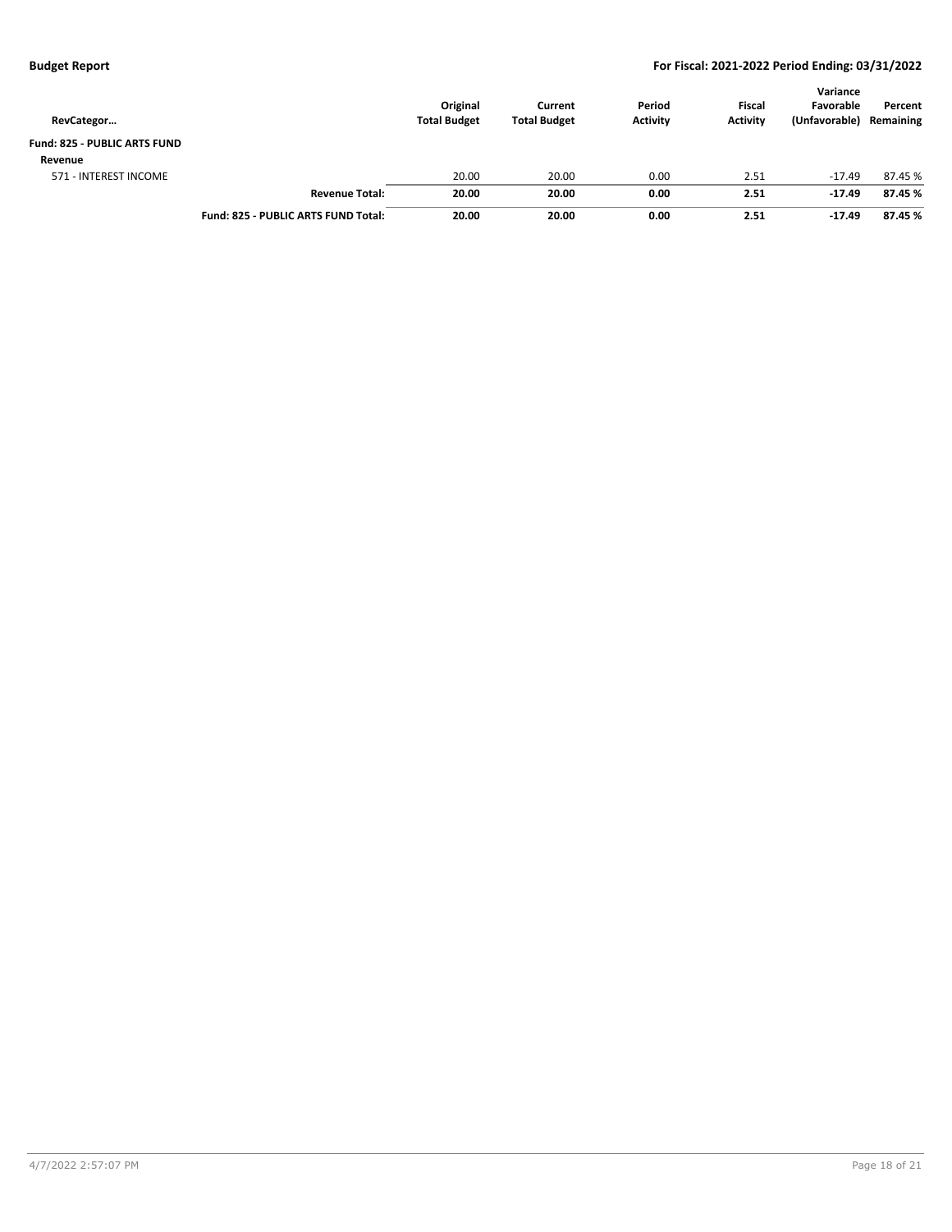| RevCategor… | | Original Total Budget | Current Total Budget | Period Activity | Fiscal Activity | Variance Favorable (Unfavorable) | Percent Remaining |
|---|---|---|---|---|---|---|---|
| **Fund: 825 - PUBLIC ARTS FUND** | | | | | | | |
| **Revenue** | | | | | | | |
| 571 - INTEREST INCOME | | 20.00 | 20.00 | 0.00 | 2.51 | -17.49 | 87.45 % |
| | **Revenue Total:** | **20.00** | **20.00** | **0.00** | **2.51** | **-17.49** | **87.45 %** |
| | **Fund: 825 - PUBLIC ARTS FUND Total:** | **20.00** | **20.00** | **0.00** | **2.51** | **-17.49** | **87.45 %** |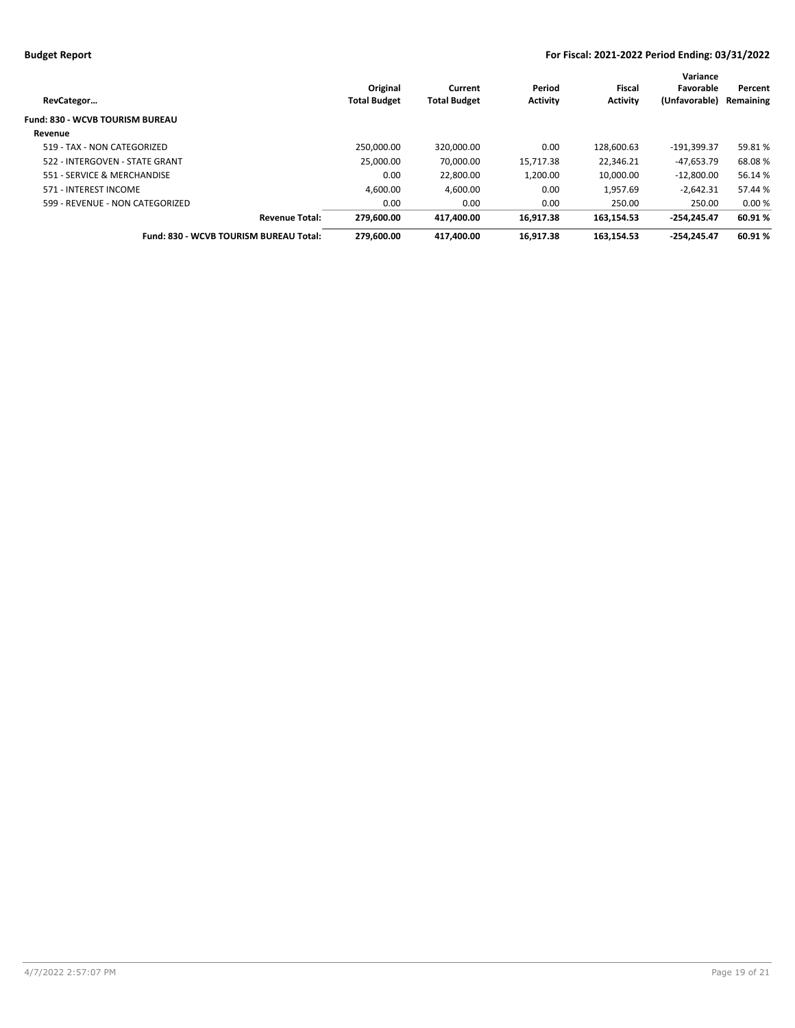| RevCategor… | Original Total Budget | Current Total Budget | Period Activity | Fiscal Activity | Variance Favorable (Unfavorable) | Percent Remaining |
|---|---|---|---|---|---|---|
| **Fund: 830 - WCVB TOURISM BUREAU** | | | | | | |
| **Revenue** | | | | | | |
| 519 - TAX - NON CATEGORIZED | 250,000.00 | 320,000.00 | 0.00 | 128,600.63 | -191,399.37 | 59.81 % |
| 522 - INTERGOVEN - STATE GRANT | 25,000.00 | 70,000.00 | 15,717.38 | 22,346.21 | -47,653.79 | 68.08 % |
| 551 - SERVICE & MERCHANDISE | 0.00 | 22,800.00 | 1,200.00 | 10,000.00 | -12,800.00 | 56.14 % |
| 571 - INTEREST INCOME | 4,600.00 | 4,600.00 | 0.00 | 1,957.69 | -2,642.31 | 57.44 % |
| 599 - REVENUE - NON CATEGORIZED | 0.00 | 0.00 | 0.00 | 250.00 | 250.00 | 0.00 % |
| **Revenue Total:** | **279,600.00** | **417,400.00** | **16,917.38** | **163,154.53** | **-254,245.47** | **60.91 %** |
| **Fund: 830 - WCVB TOURISM BUREAU Total:** | **279,600.00** | **417,400.00** | **16,917.38** | **163,154.53** | **-254,245.47** | **60.91 %** |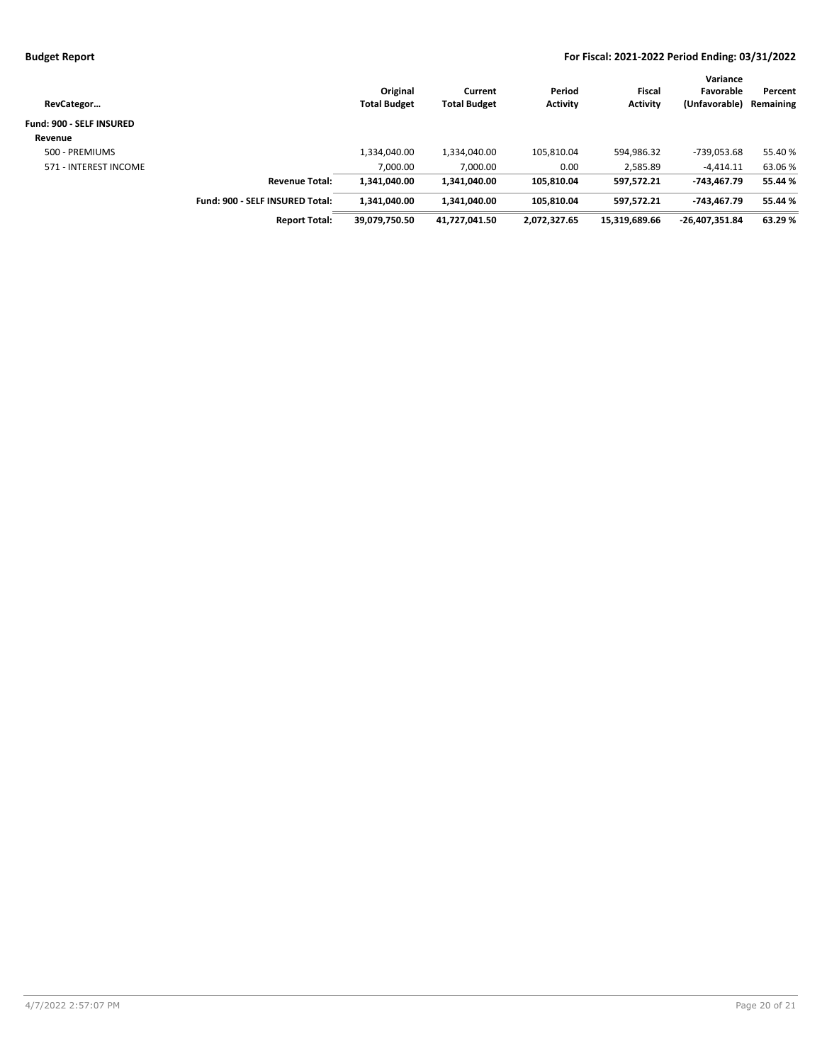| RevCategor… | | Original Total Budget | Current Total Budget | Period Activity | Fiscal Activity | Variance Favorable (Unfavorable) | Percent Remaining |
|---|---|---|---|---|---|---|---|
| **Fund: 900 - SELF INSURED** | | | | | | | |
| **Revenue** | | | | | | | |
| 500 - PREMIUMS | | 1,334,040.00 | 1,334,040.00 | 105,810.04 | 594,986.32 | -739,053.68 | 55.40 % |
| 571 - INTEREST INCOME | | 7,000.00 | 7,000.00 | 0.00 | 2,585.89 | -4,414.11 | 63.06 % |
| | **Revenue Total:** | **1,341,040.00** | **1,341,040.00** | **105,810.04** | **597,572.21** | **-743,467.79** | **55.44 %** |
| | **Fund: 900 - SELF INSURED Total:** | **1,341,040.00** | **1,341,040.00** | **105,810.04** | **597,572.21** | **-743,467.79** | **55.44 %** |
| | **Report Total:** | **39,079,750.50** | **41,727,041.50** | **2,072,327.65** | **15,319,689.66** | **-26,407,351.84** | **63.29 %** |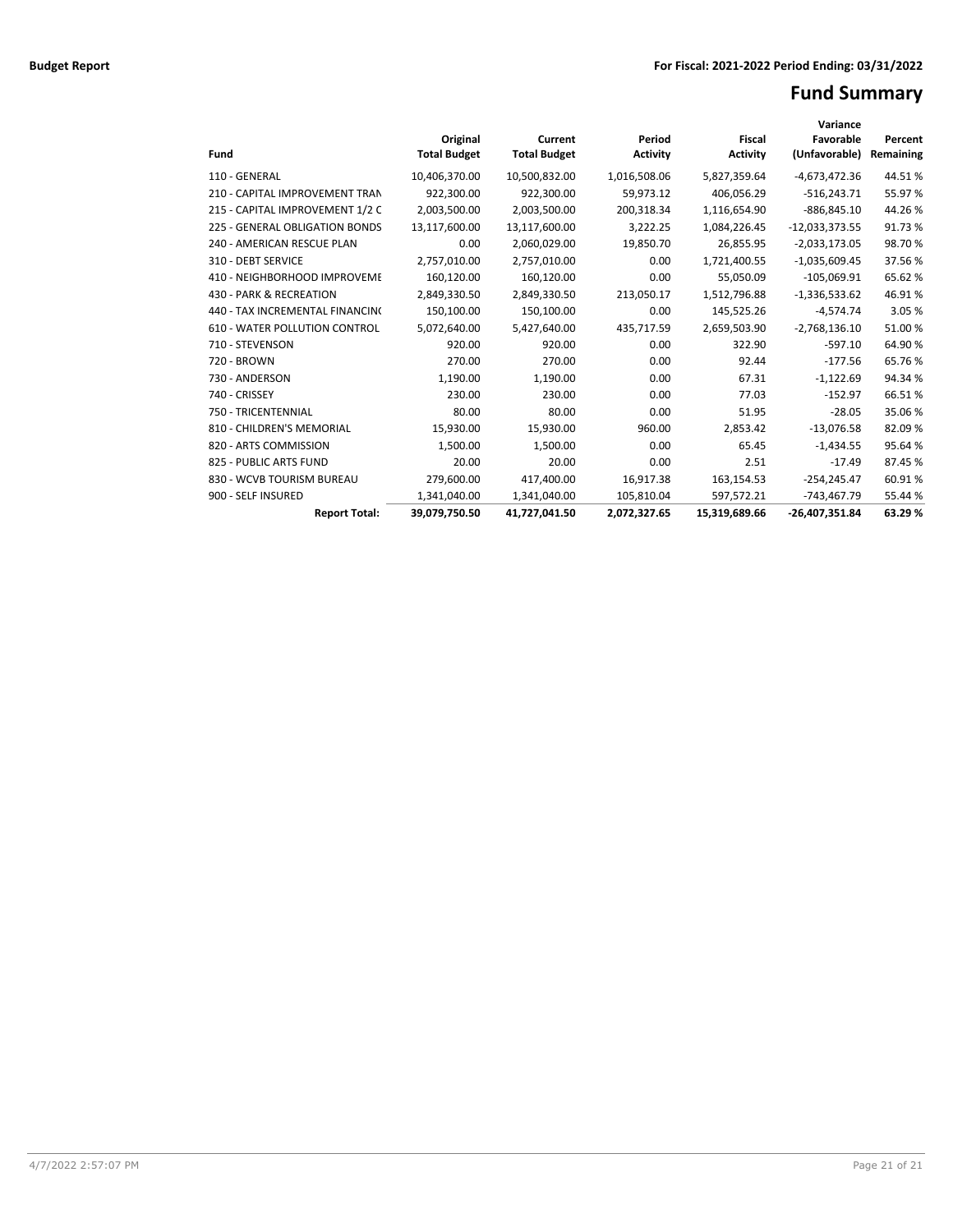**Budget Report** **For Fiscal: 2021-2022 Period Ending: 03/31/2022**

# Fund Summary

| Fund | Original Total Budget | Current Total Budget | Period Activity | Fiscal Activity | Variance Favorable (Unfavorable) | Percent Remaining |
|---|---|---|---|---|---|---|
| 110 - GENERAL | 10,406,370.00 | 10,500,832.00 | 1,016,508.06 | 5,827,359.64 | -4,673,472.36 | 44.51 % |
| 210 - CAPITAL IMPROVEMENT TRAN | 922,300.00 | 922,300.00 | 59,973.12 | 406,056.29 | -516,243.71 | 55.97 % |
| 215 - CAPITAL IMPROVEMENT 1/2 C | 2,003,500.00 | 2,003,500.00 | 200,318.34 | 1,116,654.90 | -886,845.10 | 44.26 % |
| 225 - GENERAL OBLIGATION BONDS | 13,117,600.00 | 13,117,600.00 | 3,222.25 | 1,084,226.45 | -12,033,373.55 | 91.73 % |
| 240 - AMERICAN RESCUE PLAN | 0.00 | 2,060,029.00 | 19,850.70 | 26,855.95 | -2,033,173.05 | 98.70 % |
| 310 - DEBT SERVICE | 2,757,010.00 | 2,757,010.00 | 0.00 | 1,721,400.55 | -1,035,609.45 | 37.56 % |
| 410 - NEIGHBORHOOD IMPROVEME | 160,120.00 | 160,120.00 | 0.00 | 55,050.09 | -105,069.91 | 65.62 % |
| 430 - PARK & RECREATION | 2,849,330.50 | 2,849,330.50 | 213,050.17 | 1,512,796.88 | -1,336,533.62 | 46.91 % |
| 440 - TAX INCREMENTAL FINANCIN( | 150,100.00 | 150,100.00 | 0.00 | 145,525.26 | -4,574.74 | 3.05 % |
| 610 - WATER POLLUTION CONTROL | 5,072,640.00 | 5,427,640.00 | 435,717.59 | 2,659,503.90 | -2,768,136.10 | 51.00 % |
| 710 - STEVENSON | 920.00 | 920.00 | 0.00 | 322.90 | -597.10 | 64.90 % |
| 720 - BROWN | 270.00 | 270.00 | 0.00 | 92.44 | -177.56 | 65.76 % |
| 730 - ANDERSON | 1,190.00 | 1,190.00 | 0.00 | 67.31 | -1,122.69 | 94.34 % |
| 740 - CRISSEY | 230.00 | 230.00 | 0.00 | 77.03 | -152.97 | 66.51 % |
| 750 - TRICENTENNIAL | 80.00 | 80.00 | 0.00 | 51.95 | -28.05 | 35.06 % |
| 810 - CHILDREN'S MEMORIAL | 15,930.00 | 15,930.00 | 960.00 | 2,853.42 | -13,076.58 | 82.09 % |
| 820 - ARTS COMMISSION | 1,500.00 | 1,500.00 | 0.00 | 65.45 | -1,434.55 | 95.64 % |
| 825 - PUBLIC ARTS FUND | 20.00 | 20.00 | 0.00 | 2.51 | -17.49 | 87.45 % |
| 830 - WCVB TOURISM BUREAU | 279,600.00 | 417,400.00 | 16,917.38 | 163,154.53 | -254,245.47 | 60.91 % |
| 900 - SELF INSURED | 1,341,040.00 | 1,341,040.00 | 105,810.04 | 597,572.21 | -743,467.79 | 55.44 % |
| **Report Total:** | **39,079,750.50** | **41,727,041.50** | **2,072,327.65** | **15,319,689.66** | **-26,407,351.84** | **63.29 %** |